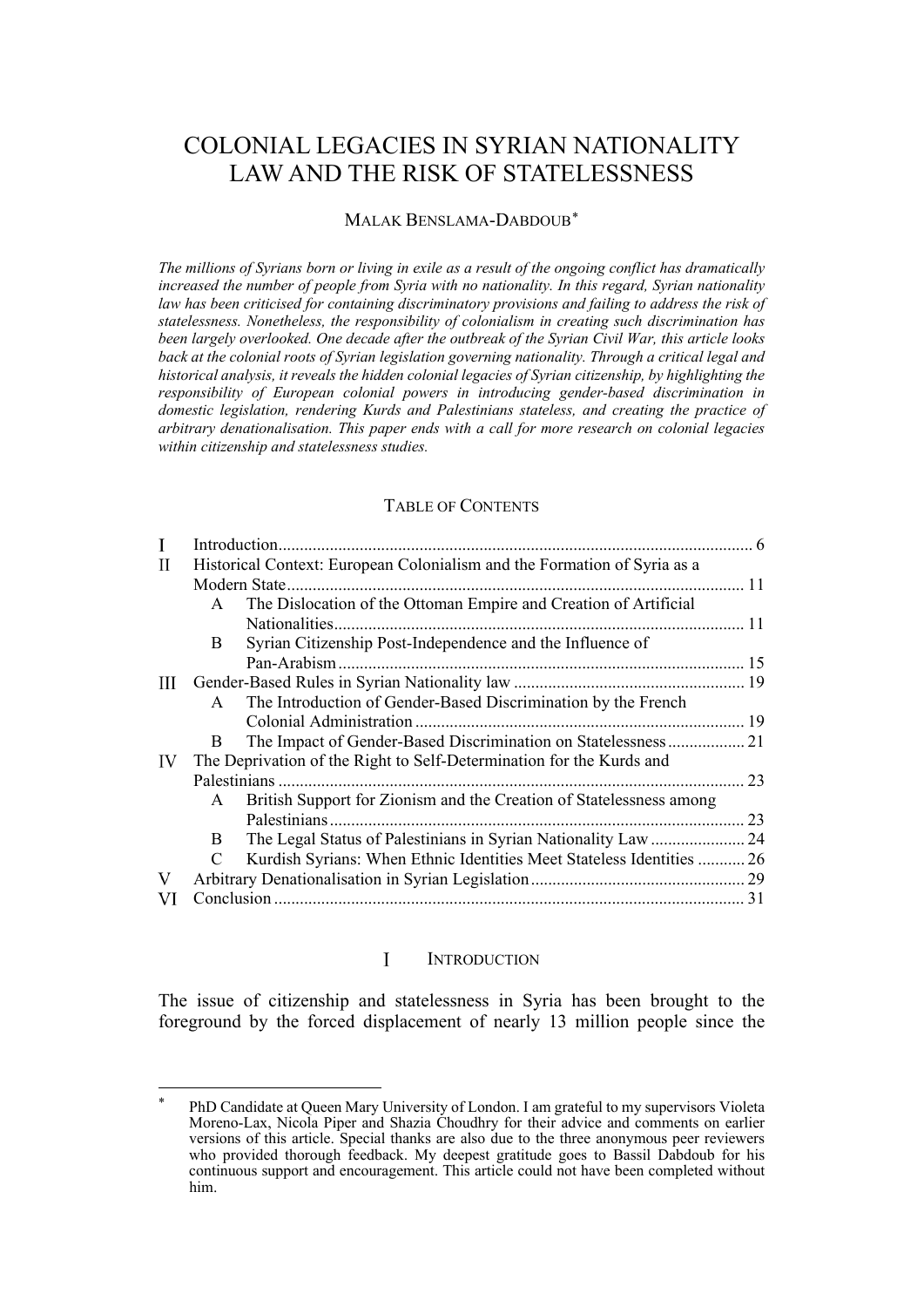# COLONIAL LEGACIES IN SYRIAN NATIONALITY LAW AND THE RISK OF STATELESSNESS

MALAK BENSLAMA-DABDOUB[*]

*The millions of Syrians born or living in exile as a result of the ongoing conflict has dramatically increased the number of people from Syria with no nationality. In this regard, Syrian nationality law has been criticised for containing discriminatory provisions and failing to address the risk of statelessness. Nonetheless, the responsibility of colonialism in creating such discrimination has been largely overlooked. One decade after the outbreak of the Syrian Civil War, this article looks back at the colonial roots of Syrian legislation governing nationality. Through a critical legal and historical analysis, it reveals the hidden colonial legacies of Syrian citizenship, by highlighting the responsibility of European colonial powers in introducing gender-based discrimination in domestic legislation, rendering Kurds and Palestinians stateless, and creating the practice of arbitrary denationalisation. This paper ends with a call for more research on colonial legacies within citizenship and statelessness studies.*

## TABLE OF CONTENTS

- I Introduction ... 6
- II Historical Context: European Colonialism and the Formation of Syria as a Modern State ... 11
  - A The Dislocation of the Ottoman Empire and Creation of Artificial Nationalities ... 11
  - B Syrian Citizenship Post-Independence and the Influence of Pan-Arabism ... 15
- III Gender-Based Rules in Syrian Nationality law ... 19
  - A The Introduction of Gender-Based Discrimination by the French Colonial Administration ... 19
  - B The Impact of Gender-Based Discrimination on Statelessness ... 21
- IV The Deprivation of the Right to Self-Determination for the Kurds and Palestinians ... 23
  - A British Support for Zionism and the Creation of Statelessness among Palestinians ... 23
  - B The Legal Status of Palestinians in Syrian Nationality Law ... 24
  - C Kurdish Syrians: When Ethnic Identities Meet Stateless Identities ... 26
- V Arbitrary Denationalisation in Syrian Legislation ... 29
- VI Conclusion ... 31

## I INTRODUCTION

The issue of citizenship and statelessness in Syria has been brought to the foreground by the forced displacement of nearly 13 million people since the

---

[*] PhD Candidate at Queen Mary University of London. I am grateful to my supervisors Violeta Moreno-Lax, Nicola Piper and Shazia Choudhry for their advice and comments on earlier versions of this article. Special thanks are also due to the three anonymous peer reviewers who provided thorough feedback. My deepest gratitude goes to Bassil Dabdoub for his continuous support and encouragement. This article could not have been completed without him.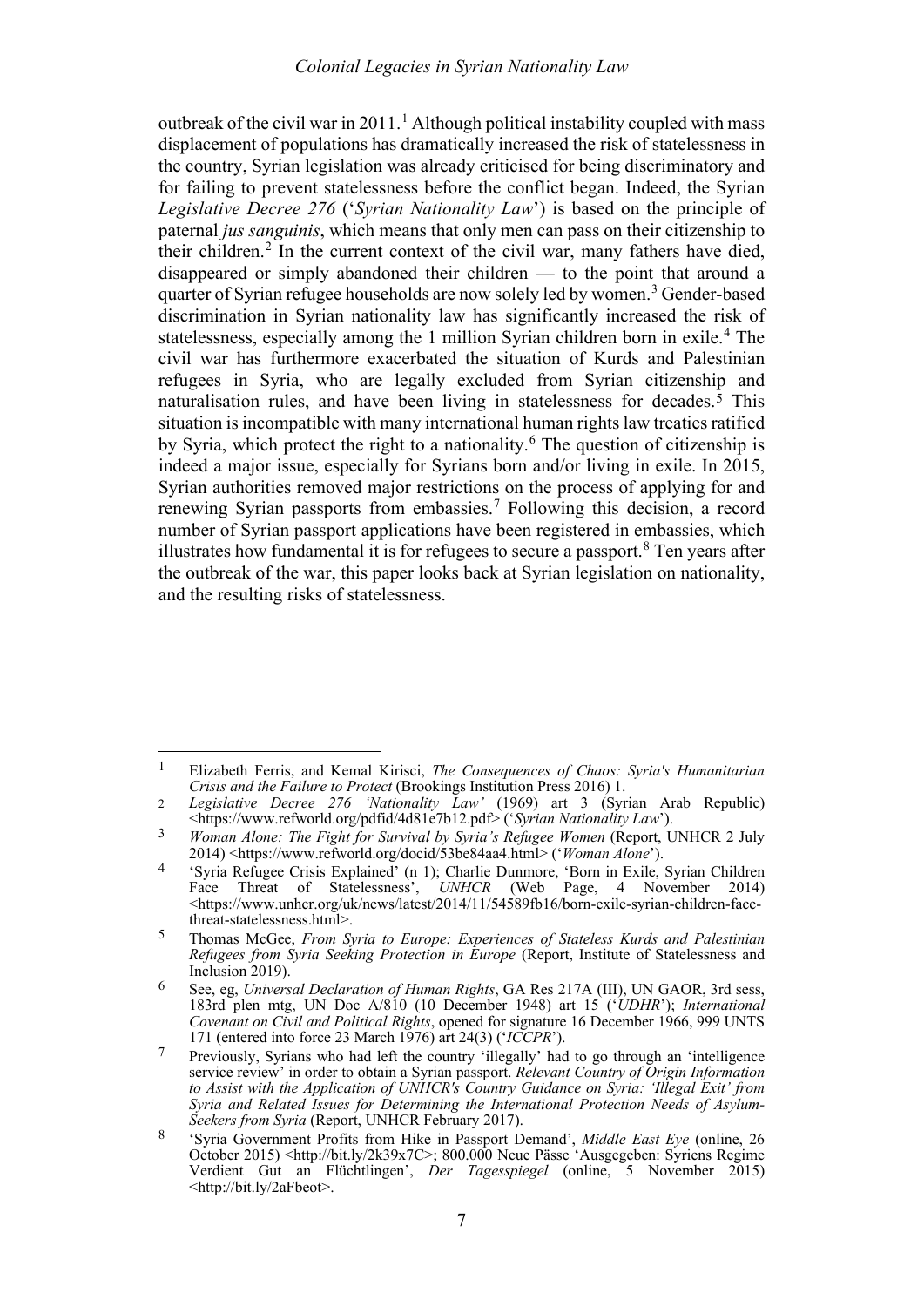outbreak of the civil war in 2011.[1] Although political instability coupled with mass displacement of populations has dramatically increased the risk of statelessness in the country, Syrian legislation was already criticised for being discriminatory and for failing to prevent statelessness before the conflict began. Indeed, the Syrian *Legislative Decree 276* ('*Syrian Nationality Law*') is based on the principle of paternal *jus sanguinis*, which means that only men can pass on their citizenship to their children.[2] In the current context of the civil war, many fathers have died, disappeared or simply abandoned their children — to the point that around a quarter of Syrian refugee households are now solely led by women.[3] Gender-based discrimination in Syrian nationality law has significantly increased the risk of statelessness, especially among the 1 million Syrian children born in exile.[4] The civil war has furthermore exacerbated the situation of Kurds and Palestinian refugees in Syria, who are legally excluded from Syrian citizenship and naturalisation rules, and have been living in statelessness for decades.[5] This situation is incompatible with many international human rights law treaties ratified by Syria, which protect the right to a nationality.[6] The question of citizenship is indeed a major issue, especially for Syrians born and/or living in exile. In 2015, Syrian authorities removed major restrictions on the process of applying for and renewing Syrian passports from embassies.[7] Following this decision, a record number of Syrian passport applications have been registered in embassies, which illustrates how fundamental it is for refugees to secure a passport.[8] Ten years after the outbreak of the war, this paper looks back at Syrian legislation on nationality, and the resulting risks of statelessness.

---

1 Elizabeth Ferris, and Kemal Kirisci, *The Consequences of Chaos: Syria's Humanitarian Crisis and the Failure to Protect* (Brookings Institution Press 2016) 1.

2 *Legislative Decree 276 'Nationality Law'* (1969) art 3 (Syrian Arab Republic) <https://www.refworld.org/pdfid/4d81e7b12.pdf> ('*Syrian Nationality Law*').

3 *Woman Alone: The Fight for Survival by Syria's Refugee Women* (Report, UNHCR 2 July 2014) <https://www.refworld.org/docid/53be84aa4.html> ('*Woman Alone*').

4 'Syria Refugee Crisis Explained' (n 1); Charlie Dunmore, 'Born in Exile, Syrian Children Face Threat of Statelessness', *UNHCR* (Web Page, 4 November 2014) <https://www.unhcr.org/uk/news/latest/2014/11/54589fb16/born-exile-syrian-children-face-threat-statelessness.html>.

5 Thomas McGee, *From Syria to Europe: Experiences of Stateless Kurds and Palestinian Refugees from Syria Seeking Protection in Europe* (Report, Institute of Statelessness and Inclusion 2019).

6 See, eg, *Universal Declaration of Human Rights*, GA Res 217A (III), UN GAOR, 3rd sess, 183rd plen mtg, UN Doc A/810 (10 December 1948) art 15 ('*UDHR*'); *International Covenant on Civil and Political Rights*, opened for signature 16 December 1966, 999 UNTS 171 (entered into force 23 March 1976) art 24(3) ('*ICCPR*').

7 Previously, Syrians who had left the country 'illegally' had to go through an 'intelligence service review' in order to obtain a Syrian passport. *Relevant Country of Origin Information to Assist with the Application of UNHCR's Country Guidance on Syria: 'Illegal Exit' from Syria and Related Issues for Determining the International Protection Needs of Asylum-Seekers from Syria* (Report, UNHCR February 2017).

8 'Syria Government Profits from Hike in Passport Demand', *Middle East Eye* (online, 26 October 2015) <http://bit.ly/2k39x7C>; 800.000 Neue Pässe 'Ausgegeben: Syriens Regime Verdient Gut an Flüchtlingen', *Der Tagesspiegel* (online, 5 November 2015) <http://bit.ly/2aFbeot>.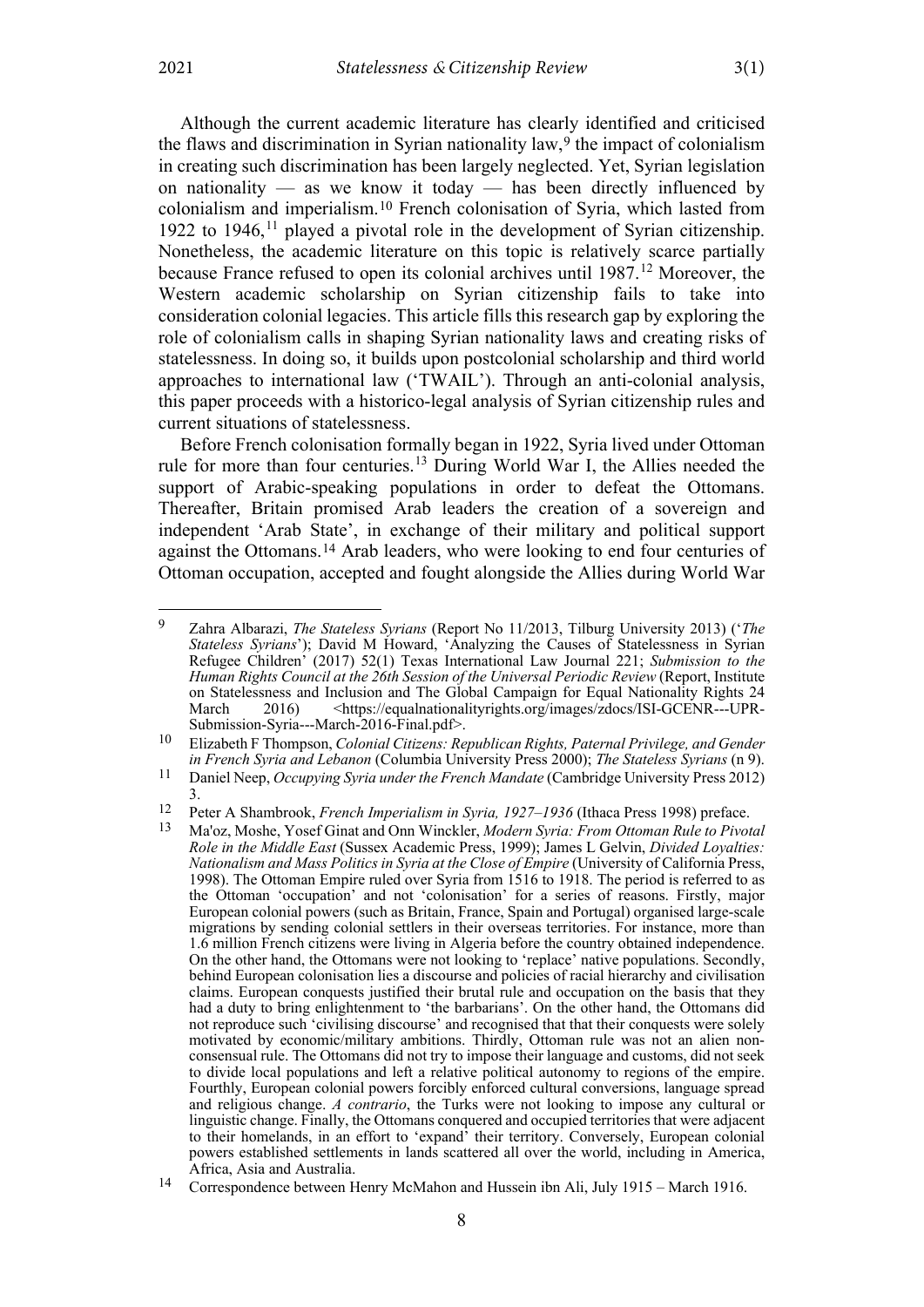Although the current academic literature has clearly identified and criticised the flaws and discrimination in Syrian nationality law,[9] the impact of colonialism in creating such discrimination has been largely neglected. Yet, Syrian legislation on nationality — as we know it today — has been directly influenced by colonialism and imperialism.[10] French colonisation of Syria, which lasted from 1922 to 1946,[11] played a pivotal role in the development of Syrian citizenship. Nonetheless, the academic literature on this topic is relatively scarce partially because France refused to open its colonial archives until 1987.[12] Moreover, the Western academic scholarship on Syrian citizenship fails to take into consideration colonial legacies. This article fills this research gap by exploring the role of colonialism calls in shaping Syrian nationality laws and creating risks of statelessness. In doing so, it builds upon postcolonial scholarship and third world approaches to international law ('TWAIL'). Through an anti-colonial analysis, this paper proceeds with a historico-legal analysis of Syrian citizenship rules and current situations of statelessness.

Before French colonisation formally began in 1922, Syria lived under Ottoman rule for more than four centuries.[13] During World War I, the Allies needed the support of Arabic-speaking populations in order to defeat the Ottomans. Thereafter, Britain promised Arab leaders the creation of a sovereign and independent 'Arab State', in exchange of their military and political support against the Ottomans.[14] Arab leaders, who were looking to end four centuries of Ottoman occupation, accepted and fought alongside the Allies during World War

---

[9] Zahra Albarazi, *The Stateless Syrians* (Report No 11/2013, Tilburg University 2013) ('*The Stateless Syrians*'); David M Howard, 'Analyzing the Causes of Statelessness in Syrian Refugee Children' (2017) 52(1) Texas International Law Journal 221; *Submission to the Human Rights Council at the 26th Session of the Universal Periodic Review* (Report, Institute on Statelessness and Inclusion and The Global Campaign for Equal Nationality Rights 24 March 2016) <https://equalnationalityrights.org/images/zdocs/ISI-GCENR---UPR-Submission-Syria---March-2016-Final.pdf>.

[10] Elizabeth F Thompson, *Colonial Citizens: Republican Rights, Paternal Privilege, and Gender in French Syria and Lebanon* (Columbia University Press 2000); *The Stateless Syrians* (n 9).

[11] Daniel Neep, *Occupying Syria under the French Mandate* (Cambridge University Press 2012) 3.

[12] Peter A Shambrook, *French Imperialism in Syria, 1927–1936* (Ithaca Press 1998) preface.

[13] Ma'oz, Moshe, Yosef Ginat and Onn Winckler, *Modern Syria: From Ottoman Rule to Pivotal Role in the Middle East* (Sussex Academic Press, 1999); James L Gelvin, *Divided Loyalties: Nationalism and Mass Politics in Syria at the Close of Empire* (University of California Press, 1998). The Ottoman Empire ruled over Syria from 1516 to 1918. The period is referred to as the Ottoman 'occupation' and not 'colonisation' for a series of reasons. Firstly, major European colonial powers (such as Britain, France, Spain and Portugal) organised large-scale migrations by sending colonial settlers in their overseas territories. For instance, more than 1.6 million French citizens were living in Algeria before the country obtained independence. On the other hand, the Ottomans were not looking to 'replace' native populations. Secondly, behind European colonisation lies a discourse and policies of racial hierarchy and civilisation claims. European conquests justified their brutal rule and occupation on the basis that they had a duty to bring enlightenment to 'the barbarians'. On the other hand, the Ottomans did not reproduce such 'civilising discourse' and recognised that that their conquests were solely motivated by economic/military ambitions. Thirdly, Ottoman rule was not an alien non-consensual rule. The Ottomans did not try to impose their language and customs, did not seek to divide local populations and left a relative political autonomy to regions of the empire. Fourthly, European colonial powers forcibly enforced cultural conversions, language spread and religious change. *A contrario*, the Turks were not looking to impose any cultural or linguistic change. Finally, the Ottomans conquered and occupied territories that were adjacent to their homelands, in an effort to 'expand' their territory. Conversely, European colonial powers established settlements in lands scattered all over the world, including in America, Africa, Asia and Australia.

[14] Correspondence between Henry McMahon and Hussein ibn Ali, July 1915 – March 1916.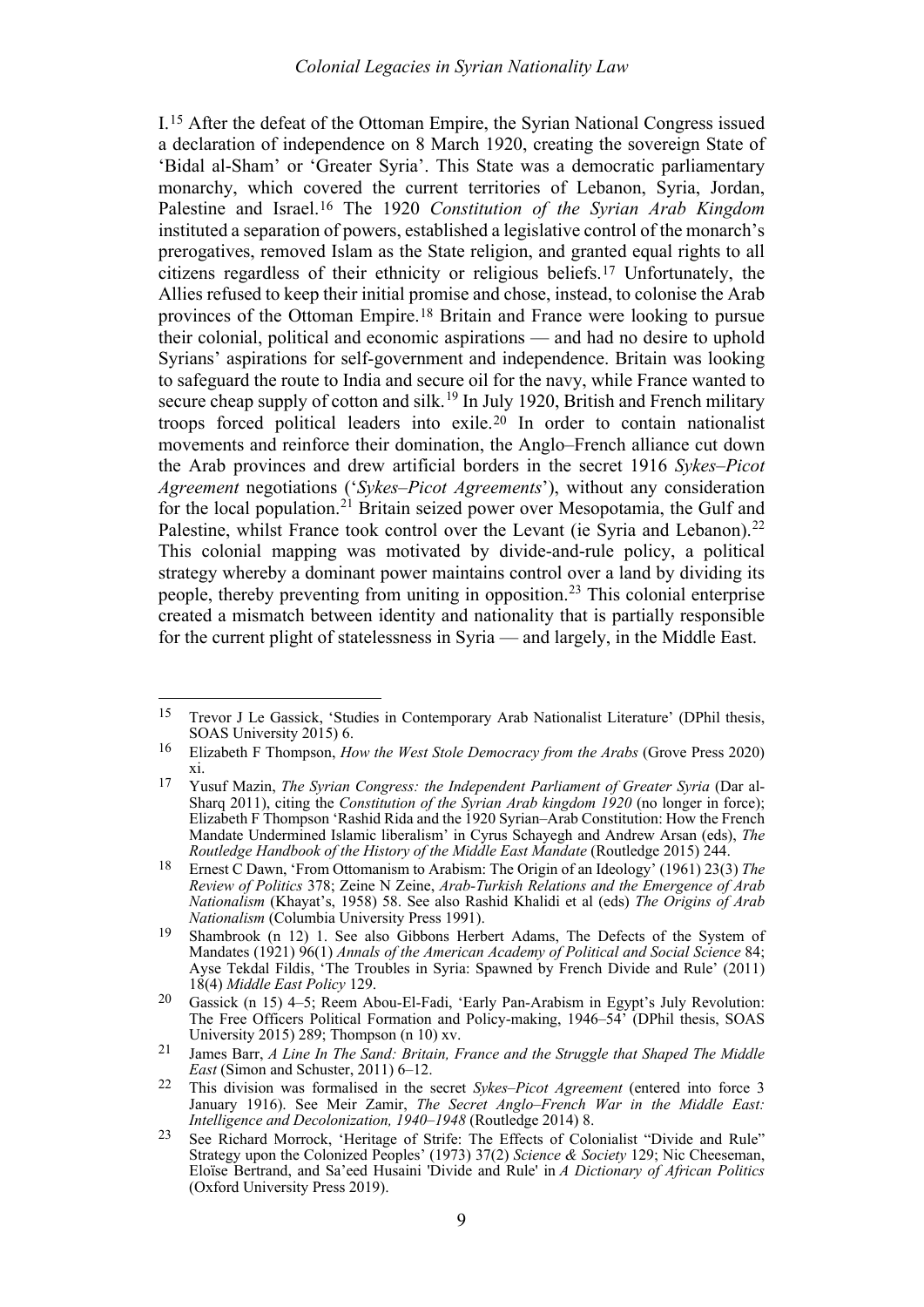I.[15] After the defeat of the Ottoman Empire, the Syrian National Congress issued a declaration of independence on 8 March 1920, creating the sovereign State of 'Bidal al-Sham' or 'Greater Syria'. This State was a democratic parliamentary monarchy, which covered the current territories of Lebanon, Syria, Jordan, Palestine and Israel.[16] The 1920 *Constitution of the Syrian Arab Kingdom* instituted a separation of powers, established a legislative control of the monarch's prerogatives, removed Islam as the State religion, and granted equal rights to all citizens regardless of their ethnicity or religious beliefs.[17] Unfortunately, the Allies refused to keep their initial promise and chose, instead, to colonise the Arab provinces of the Ottoman Empire.[18] Britain and France were looking to pursue their colonial, political and economic aspirations — and had no desire to uphold Syrians' aspirations for self-government and independence. Britain was looking to safeguard the route to India and secure oil for the navy, while France wanted to secure cheap supply of cotton and silk.[19] In July 1920, British and French military troops forced political leaders into exile.[20] In order to contain nationalist movements and reinforce their domination, the Anglo–French alliance cut down the Arab provinces and drew artificial borders in the secret 1916 *Sykes–Picot Agreement* negotiations ('*Sykes–Picot Agreements*'), without any consideration for the local population.[21] Britain seized power over Mesopotamia, the Gulf and Palestine, whilst France took control over the Levant (ie Syria and Lebanon).[22] This colonial mapping was motivated by divide-and-rule policy, a political strategy whereby a dominant power maintains control over a land by dividing its people, thereby preventing from uniting in opposition.[23] This colonial enterprise created a mismatch between identity and nationality that is partially responsible for the current plight of statelessness in Syria — and largely, in the Middle East.

---

15 Trevor J Le Gassick, 'Studies in Contemporary Arab Nationalist Literature' (DPhil thesis, SOAS University 2015) 6.

16 Elizabeth F Thompson, *How the West Stole Democracy from the Arabs* (Grove Press 2020) xi.

17 Yusuf Mazin, *The Syrian Congress: the Independent Parliament of Greater Syria* (Dar al-Sharq 2011), citing the *Constitution of the Syrian Arab kingdom 1920* (no longer in force); Elizabeth F Thompson 'Rashid Rida and the 1920 Syrian–Arab Constitution: How the French Mandate Undermined Islamic liberalism' in Cyrus Schayegh and Andrew Arsan (eds), *The Routledge Handbook of the History of the Middle East Mandate* (Routledge 2015) 244.

18 Ernest C Dawn, 'From Ottomanism to Arabism: The Origin of an Ideology' (1961) 23(3) *The Review of Politics* 378; Zeine N Zeine, *Arab-Turkish Relations and the Emergence of Arab Nationalism* (Khayat's, 1958) 58. See also Rashid Khalidi et al (eds) *The Origins of Arab Nationalism* (Columbia University Press 1991).

19 Shambrook (n 12) 1. See also Gibbons Herbert Adams, The Defects of the System of Mandates (1921) 96(1) *Annals of the American Academy of Political and Social Science* 84; Ayse Tekdal Fildis, 'The Troubles in Syria: Spawned by French Divide and Rule' (2011) 18(4) *Middle East Policy* 129.

20 Gassick (n 15) 4–5; Reem Abou-El-Fadi, 'Early Pan-Arabism in Egypt's July Revolution: The Free Officers Political Formation and Policy-making, 1946–54' (DPhil thesis, SOAS University 2015) 289; Thompson (n 10) xv.

21 James Barr, *A Line In The Sand: Britain, France and the Struggle that Shaped The Middle East* (Simon and Schuster, 2011) 6–12.

22 This division was formalised in the secret *Sykes–Picot Agreement* (entered into force 3 January 1916). See Meir Zamir, *The Secret Anglo–French War in the Middle East: Intelligence and Decolonization, 1940–1948* (Routledge 2014) 8.

23 See Richard Morrock, 'Heritage of Strife: The Effects of Colonialist "Divide and Rule" Strategy upon the Colonized Peoples' (1973) 37(2) *Science & Society* 129; Nic Cheeseman, Eloïse Bertrand, and Sa'eed Husaini 'Divide and Rule' in *A Dictionary of African Politics* (Oxford University Press 2019).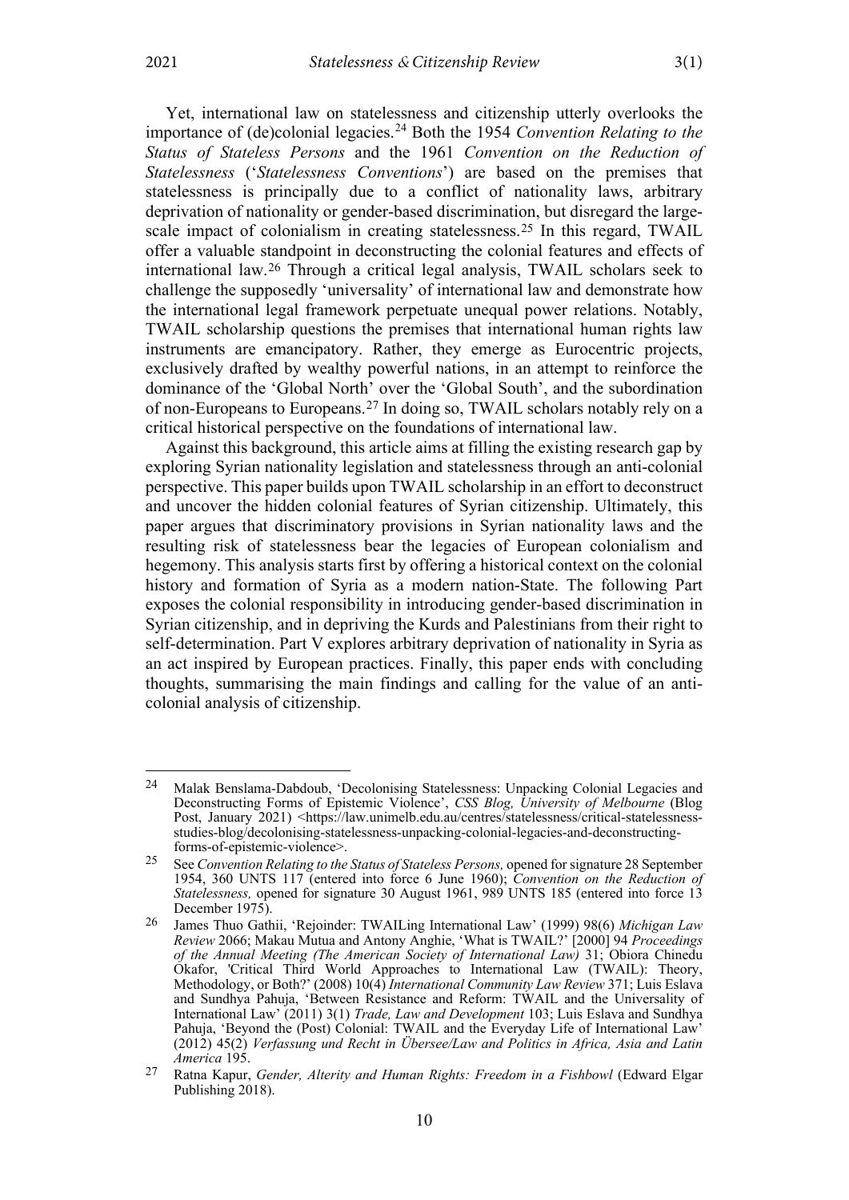Yet, international law on statelessness and citizenship utterly overlooks the importance of (de)colonial legacies.[24] Both the 1954 *Convention Relating to the Status of Stateless Persons* and the 1961 *Convention on the Reduction of Statelessness* ('*Statelessness Conventions*') are based on the premises that statelessness is principally due to a conflict of nationality laws, arbitrary deprivation of nationality or gender-based discrimination, but disregard the large-scale impact of colonialism in creating statelessness.[25] In this regard, TWAIL offer a valuable standpoint in deconstructing the colonial features and effects of international law.[26] Through a critical legal analysis, TWAIL scholars seek to challenge the supposedly 'universality' of international law and demonstrate how the international legal framework perpetuate unequal power relations. Notably, TWAIL scholarship questions the premises that international human rights law instruments are emancipatory. Rather, they emerge as Eurocentric projects, exclusively drafted by wealthy powerful nations, in an attempt to reinforce the dominance of the 'Global North' over the 'Global South', and the subordination of non-Europeans to Europeans.[27] In doing so, TWAIL scholars notably rely on a critical historical perspective on the foundations of international law.

Against this background, this article aims at filling the existing research gap by exploring Syrian nationality legislation and statelessness through an anti-colonial perspective. This paper builds upon TWAIL scholarship in an effort to deconstruct and uncover the hidden colonial features of Syrian citizenship. Ultimately, this paper argues that discriminatory provisions in Syrian nationality laws and the resulting risk of statelessness bear the legacies of European colonialism and hegemony. This analysis starts first by offering a historical context on the colonial history and formation of Syria as a modern nation-State. The following Part exposes the colonial responsibility in introducing gender-based discrimination in Syrian citizenship, and in depriving the Kurds and Palestinians from their right to self-determination. Part V explores arbitrary deprivation of nationality in Syria as an act inspired by European practices. Finally, this paper ends with concluding thoughts, summarising the main findings and calling for the value of an anti-colonial analysis of citizenship.

---

[24] Malak Benslama-Dabdoub, 'Decolonising Statelessness: Unpacking Colonial Legacies and Deconstructing Forms of Epistemic Violence', *CSS Blog, University of Melbourne* (Blog Post, January 2021) <https://law.unimelb.edu.au/centres/statelessness/critical-statelessness-studies-blog/decolonising-statelessness-unpacking-colonial-legacies-and-deconstructing-forms-of-epistemic-violence>.

[25] See *Convention Relating to the Status of Stateless Persons,* opened for signature 28 September 1954, 360 UNTS 117 (entered into force 6 June 1960); *Convention on the Reduction of Statelessness,* opened for signature 30 August 1961, 989 UNTS 185 (entered into force 13 December 1975).

[26] James Thuo Gathii, 'Rejoinder: TWAILing International Law' (1999) 98(6) *Michigan Law Review* 2066; Makau Mutua and Antony Anghie, 'What is TWAIL?' [2000] 94 *Proceedings of the Annual Meeting (The American Society of International Law)* 31; Obiora Chinedu Okafor, 'Critical Third World Approaches to International Law (TWAIL): Theory, Methodology, or Both?' (2008) 10(4) *International Community Law Review* 371; Luis Eslava and Sundhya Pahuja, 'Between Resistance and Reform: TWAIL and the Universality of International Law' (2011) 3(1) *Trade, Law and Development* 103; Luis Eslava and Sundhya Pahuja, 'Beyond the (Post) Colonial: TWAIL and the Everyday Life of International Law' (2012) 45(2) *Verfassung und Recht in Übersee/Law and Politics in Africa, Asia and Latin America* 195.

[27] Ratna Kapur, *Gender, Alterity and Human Rights: Freedom in a Fishbowl* (Edward Elgar Publishing 2018).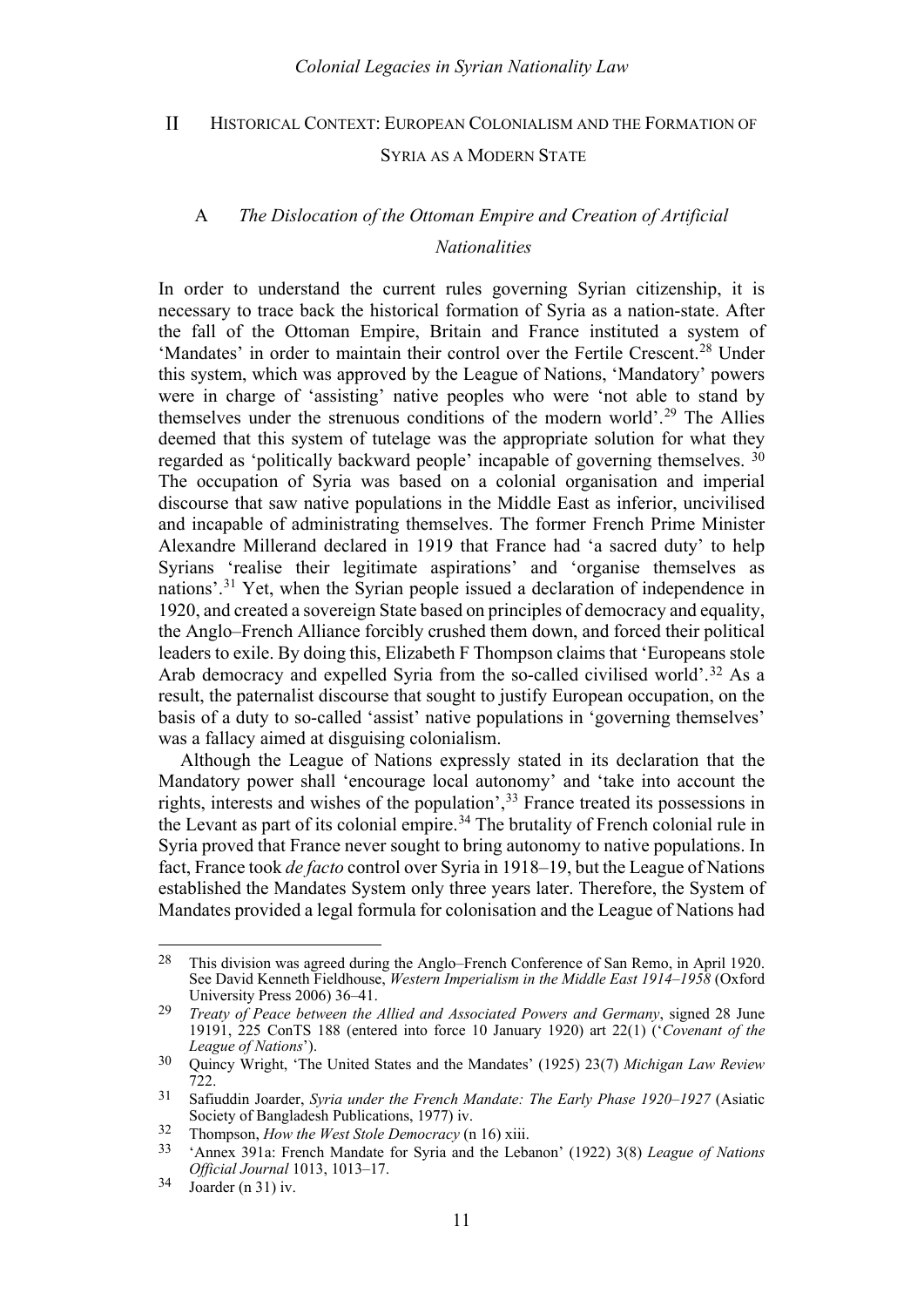## II HISTORICAL CONTEXT: EUROPEAN COLONIALISM AND THE FORMATION OF SYRIA AS A MODERN STATE

### A *The Dislocation of the Ottoman Empire and Creation of Artificial Nationalities*

In order to understand the current rules governing Syrian citizenship, it is necessary to trace back the historical formation of Syria as a nation-state. After the fall of the Ottoman Empire, Britain and France instituted a system of 'Mandates' in order to maintain their control over the Fertile Crescent.[28] Under this system, which was approved by the League of Nations, 'Mandatory' powers were in charge of 'assisting' native peoples who were 'not able to stand by themselves under the strenuous conditions of the modern world'.[29] The Allies deemed that this system of tutelage was the appropriate solution for what they regarded as 'politically backward people' incapable of governing themselves.[30] The occupation of Syria was based on a colonial organisation and imperial discourse that saw native populations in the Middle East as inferior, uncivilised and incapable of administrating themselves. The former French Prime Minister Alexandre Millerand declared in 1919 that France had 'a sacred duty' to help Syrians 'realise their legitimate aspirations' and 'organise themselves as nations'.[31] Yet, when the Syrian people issued a declaration of independence in 1920, and created a sovereign State based on principles of democracy and equality, the Anglo–French Alliance forcibly crushed them down, and forced their political leaders to exile. By doing this, Elizabeth F Thompson claims that 'Europeans stole Arab democracy and expelled Syria from the so-called civilised world'.[32] As a result, the paternalist discourse that sought to justify European occupation, on the basis of a duty to so-called 'assist' native populations in 'governing themselves' was a fallacy aimed at disguising colonialism.

Although the League of Nations expressly stated in its declaration that the Mandatory power shall 'encourage local autonomy' and 'take into account the rights, interests and wishes of the population',[33] France treated its possessions in the Levant as part of its colonial empire.[34] The brutality of French colonial rule in Syria proved that France never sought to bring autonomy to native populations. In fact, France took *de facto* control over Syria in 1918–19, but the League of Nations established the Mandates System only three years later. Therefore, the System of Mandates provided a legal formula for colonisation and the League of Nations had

---

[28] This division was agreed during the Anglo–French Conference of San Remo, in April 1920. See David Kenneth Fieldhouse, *Western Imperialism in the Middle East 1914–1958* (Oxford University Press 2006) 36–41.

[29] *Treaty of Peace between the Allied and Associated Powers and Germany*, signed 28 June 19191, 225 ConTS 188 (entered into force 10 January 1920) art 22(1) ('*Covenant of the League of Nations*').

[30] Quincy Wright, 'The United States and the Mandates' (1925) 23(7) *Michigan Law Review* 722.

[31] Safiuddin Joarder, *Syria under the French Mandate: The Early Phase 1920–1927* (Asiatic Society of Bangladesh Publications, 1977) iv.

[32] Thompson, *How the West Stole Democracy* (n 16) xiii.

[33] 'Annex 391a: French Mandate for Syria and the Lebanon' (1922) 3(8) *League of Nations Official Journal* 1013, 1013–17.

[34] Joarder (n 31) iv.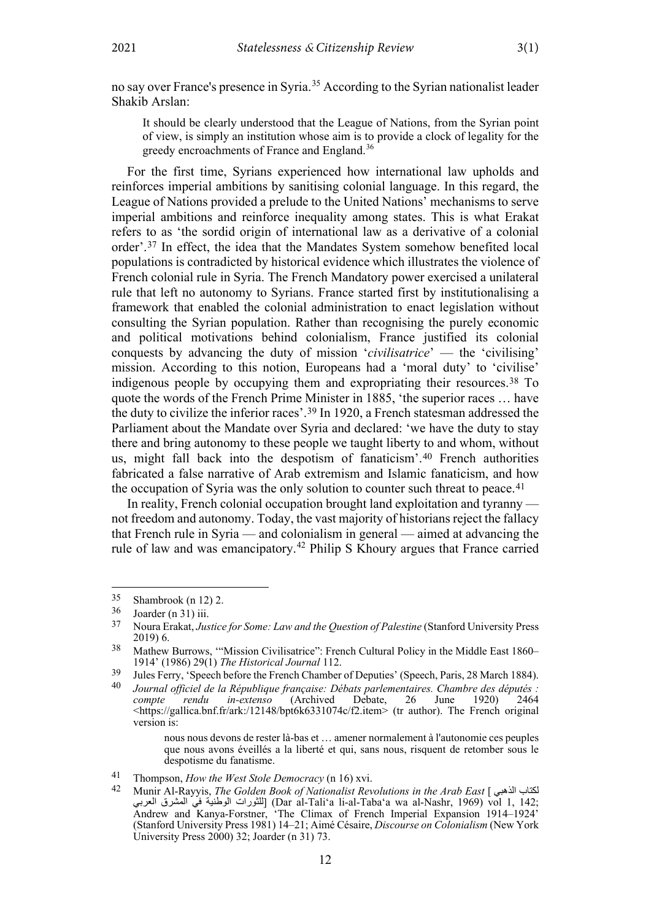no say over France's presence in Syria.[35] According to the Syrian nationalist leader Shakib Arslan:

> It should be clearly understood that the League of Nations, from the Syrian point of view, is simply an institution whose aim is to provide a clock of legality for the greedy encroachments of France and England.[36]

For the first time, Syrians experienced how international law upholds and reinforces imperial ambitions by sanitising colonial language. In this regard, the League of Nations provided a prelude to the United Nations' mechanisms to serve imperial ambitions and reinforce inequality among states. This is what Erakat refers to as 'the sordid origin of international law as a derivative of a colonial order'.[37] In effect, the idea that the Mandates System somehow benefited local populations is contradicted by historical evidence which illustrates the violence of French colonial rule in Syria. The French Mandatory power exercised a unilateral rule that left no autonomy to Syrians. France started first by institutionalising a framework that enabled the colonial administration to enact legislation without consulting the Syrian population. Rather than recognising the purely economic and political motivations behind colonialism, France justified its colonial conquests by advancing the duty of mission '*civilisatrice*' — the 'civilising' mission. According to this notion, Europeans had a 'moral duty' to 'civilise' indigenous people by occupying them and expropriating their resources.[38] To quote the words of the French Prime Minister in 1885, 'the superior races … have the duty to civilize the inferior races'.[39] In 1920, a French statesman addressed the Parliament about the Mandate over Syria and declared: 'we have the duty to stay there and bring autonomy to these people we taught liberty to and whom, without us, might fall back into the despotism of fanaticism'.[40] French authorities fabricated a false narrative of Arab extremism and Islamic fanaticism, and how the occupation of Syria was the only solution to counter such threat to peace.[41]

In reality, French colonial occupation brought land exploitation and tyranny — not freedom and autonomy. Today, the vast majority of historians reject the fallacy that French rule in Syria — and colonialism in general — aimed at advancing the rule of law and was emancipatory.[42] Philip S Khoury argues that France carried

---

[35] Shambrook (n 12) 2.

[36] Joarder (n 31) iii.

[37] Noura Erakat, *Justice for Some: Law and the Question of Palestine* (Stanford University Press 2019) 6.

[38] Mathew Burrows, '"Mission Civilisatrice": French Cultural Policy in the Middle East 1860–1914' (1986) 29(1) *The Historical Journal* 112.

[39] Jules Ferry, 'Speech before the French Chamber of Deputies' (Speech, Paris, 28 March 1884).

[40] *Journal officiel de la République française: Débats parlementaires. Chambre des députés : compte rendu in-extenso* (Archived Debate, 26 June 1920) 2464 <https://gallica.bnf.fr/ark:/12148/bpt6k6331074c/f2.item> (tr author). The French original version is:

> nous nous devons de rester là-bas et … amener normalement à l'autonomie ces peuples que nous avons éveillés a la liberté et qui, sans nous, risquent de retomber sous le despotisme du fanatisme.

[41] Thompson, *How the West Stole Democracy* (n 16) xvi.

[42] Munir Al-Rayyis, *The Golden Book of Nationalist Revolutions in the Arab East* [لكتاب الذهبي للثورات الوطنية في المشرق العربي] (Dar al-Tali'a li-al-Taba'a wa al-Nashr, 1969) vol 1, 142; Andrew and Kanya-Forstner, 'The Climax of French Imperial Expansion 1914–1924' (Stanford University Press 1981) 14–21; Aimé Césaire, *Discourse on Colonialism* (New York University Press 2000) 32; Joarder (n 31) 73.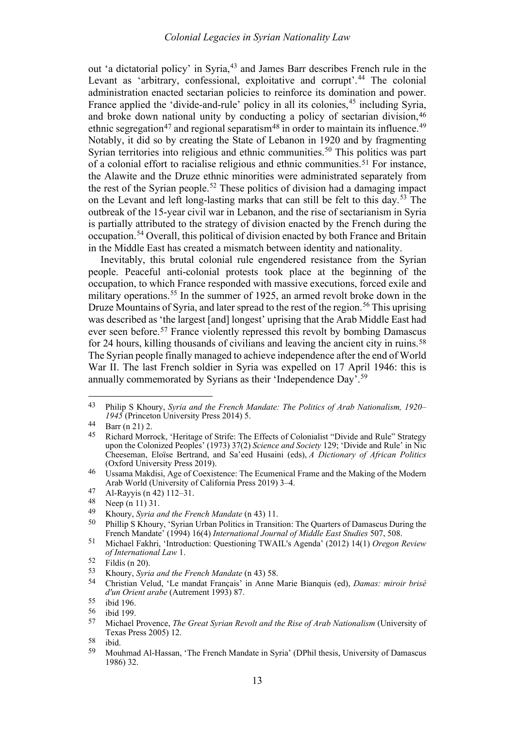out 'a dictatorial policy' in Syria,[43] and James Barr describes French rule in the Levant as 'arbitrary, confessional, exploitative and corrupt'.[44] The colonial administration enacted sectarian policies to reinforce its domination and power. France applied the 'divide-and-rule' policy in all its colonies,[45] including Syria, and broke down national unity by conducting a policy of sectarian division,[46] ethnic segregation[47] and regional separatism[48] in order to maintain its influence.[49] Notably, it did so by creating the State of Lebanon in 1920 and by fragmenting Syrian territories into religious and ethnic communities.[50] This politics was part of a colonial effort to racialise religious and ethnic communities.[51] For instance, the Alawite and the Druze ethnic minorities were administrated separately from the rest of the Syrian people.[52] These politics of division had a damaging impact on the Levant and left long-lasting marks that can still be felt to this day.[53] The outbreak of the 15-year civil war in Lebanon, and the rise of sectarianism in Syria is partially attributed to the strategy of division enacted by the French during the occupation.[54] Overall, this political of division enacted by both France and Britain in the Middle East has created a mismatch between identity and nationality.

Inevitably, this brutal colonial rule engendered resistance from the Syrian people. Peaceful anti-colonial protests took place at the beginning of the occupation, to which France responded with massive executions, forced exile and military operations.[55] In the summer of 1925, an armed revolt broke down in the Druze Mountains of Syria, and later spread to the rest of the region.[56] This uprising was described as 'the largest [and] longest' uprising that the Arab Middle East had ever seen before.[57] France violently repressed this revolt by bombing Damascus for 24 hours, killing thousands of civilians and leaving the ancient city in ruins.[58] The Syrian people finally managed to achieve independence after the end of World War II. The last French soldier in Syria was expelled on 17 April 1946: this is annually commemorated by Syrians as their 'Independence Day'.[59]

---

43 Philip S Khoury, *Syria and the French Mandate: The Politics of Arab Nationalism, 1920–1945* (Princeton University Press 2014) 5.

44 Barr (n 21) 2.

45 Richard Morrock, 'Heritage of Strife: The Effects of Colonialist "Divide and Rule" Strategy upon the Colonized Peoples' (1973) 37(2) *Science and Society* 129; 'Divide and Rule' in Nic Cheeseman, Eloïse Bertrand, and Sa'eed Husaini (eds), *A Dictionary of African Politics* (Oxford University Press 2019).

46 Ussama Makdisi, Age of Coexistence: The Ecumenical Frame and the Making of the Modern Arab World (University of California Press 2019) 3–4.

47 Al-Rayyis (n 42) 112–31.

48 Neep (n 11) 31.

49 Khoury, *Syria and the French Mandate* (n 43) 11.

50 Phillip S Khoury, 'Syrian Urban Politics in Transition: The Quarters of Damascus During the French Mandate' (1994) 16(4) *International Journal of Middle East Studies* 507, 508.

51 Michael Fakhri, 'Introduction: Questioning TWAIL's Agenda' (2012) 14(1) *Oregon Review of International Law* 1.

52 Fildis (n 20).

53 Khoury, *Syria and the French Mandate* (n 43) 58.

54 Christian Velud, 'Le mandat Français' in Anne Marie Bianquis (ed), *Damas: miroir brisé d'un Orient arabe* (Autrement 1993) 87.

55 ibid 196.

56 ibid 199.

57 Michael Provence, *The Great Syrian Revolt and the Rise of Arab Nationalism* (University of Texas Press 2005) 12.

58 ibid.

59 Mouhmad Al-Hassan, 'The French Mandate in Syria' (DPhil thesis, University of Damascus 1986) 32.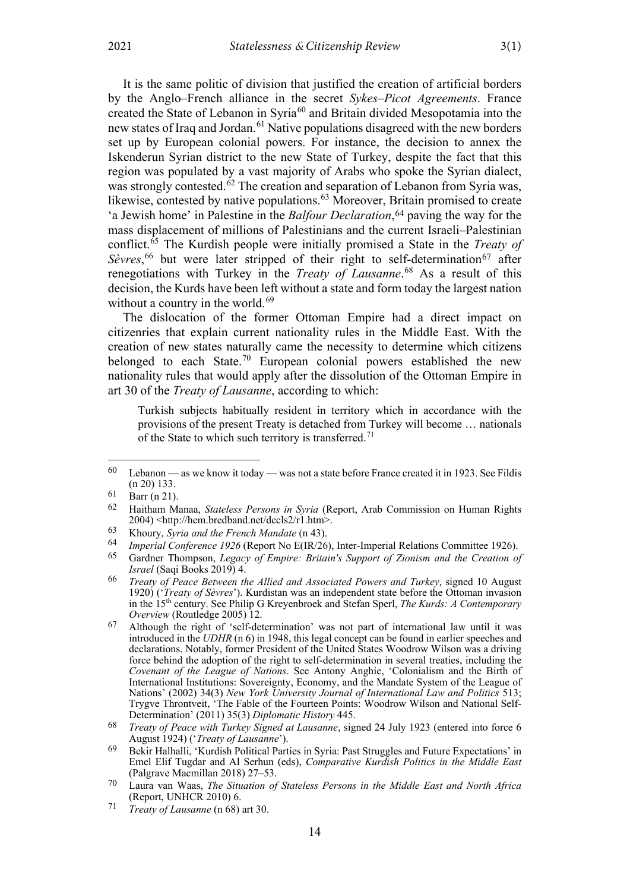It is the same politic of division that justified the creation of artificial borders by the Anglo–French alliance in the secret *Sykes–Picot Agreements*. France created the State of Lebanon in Syria[60] and Britain divided Mesopotamia into the new states of Iraq and Jordan.[61] Native populations disagreed with the new borders set up by European colonial powers. For instance, the decision to annex the Iskenderun Syrian district to the new State of Turkey, despite the fact that this region was populated by a vast majority of Arabs who spoke the Syrian dialect, was strongly contested.[62] The creation and separation of Lebanon from Syria was, likewise, contested by native populations.[63] Moreover, Britain promised to create 'a Jewish home' in Palestine in the *Balfour Declaration*,[64] paving the way for the mass displacement of millions of Palestinians and the current Israeli–Palestinian conflict.[65] The Kurdish people were initially promised a State in the *Treaty of Sèvres*,[66] but were later stripped of their right to self-determination[67] after renegotiations with Turkey in the *Treaty of Lausanne*.[68] As a result of this decision, the Kurds have been left without a state and form today the largest nation without a country in the world.[69]

The dislocation of the former Ottoman Empire had a direct impact on citizenries that explain current nationality rules in the Middle East. With the creation of new states naturally came the necessity to determine which citizens belonged to each State.[70] European colonial powers established the new nationality rules that would apply after the dissolution of the Ottoman Empire in art 30 of the *Treaty of Lausanne*, according to which:

> Turkish subjects habitually resident in territory which in accordance with the provisions of the present Treaty is detached from Turkey will become … nationals of the State to which such territory is transferred.[71]

---

[60] Lebanon — as we know it today — was not a state before France created it in 1923. See Fildis (n 20) 133.

[61] Barr (n 21).

[62] Haitham Manaa, *Stateless Persons in Syria* (Report, Arab Commission on Human Rights 2004) <http://hem.bredband.net/dccls2/r1.htm>.

[63] Khoury, *Syria and the French Mandate* (n 43).

[64] *Imperial Conference 1926* (Report No E(IR/26), Inter-Imperial Relations Committee 1926).

[65] Gardner Thompson, *Legacy of Empire: Britain's Support of Zionism and the Creation of Israel* (Saqi Books 2019) 4.

[66] *Treaty of Peace Between the Allied and Associated Powers and Turkey*, signed 10 August 1920) ('*Treaty of Sèvres*'). Kurdistan was an independent state before the Ottoman invasion in the 15th century. See Philip G Kreyenbroek and Stefan Sperl, *The Kurds: A Contemporary Overview* (Routledge 2005) 12.

[67] Although the right of 'self-determination' was not part of international law until it was introduced in the *UDHR* (n 6) in 1948, this legal concept can be found in earlier speeches and declarations. Notably, former President of the United States Woodrow Wilson was a driving force behind the adoption of the right to self-determination in several treaties, including the *Covenant of the League of Nations*. See Antony Anghie, 'Colonialism and the Birth of International Institutions: Sovereignty, Economy, and the Mandate System of the League of Nations' (2002) 34(3) *New York University Journal of International Law and Politics* 513; Trygve Throntveit, 'The Fable of the Fourteen Points: Woodrow Wilson and National Self-Determination' (2011) 35(3) *Diplomatic History* 445.

[68] *Treaty of Peace with Turkey Signed at Lausanne*, signed 24 July 1923 (entered into force 6 August 1924) ('*Treaty of Lausanne*').

[69] Bekir Halhalli, 'Kurdish Political Parties in Syria: Past Struggles and Future Expectations' in Emel Elif Tugdar and Al Serhun (eds), *Comparative Kurdish Politics in the Middle East* (Palgrave Macmillan 2018) 27–53.

[70] Laura van Waas, *The Situation of Stateless Persons in the Middle East and North Africa* (Report, UNHCR 2010) 6.

[71] *Treaty of Lausanne* (n 68) art 30.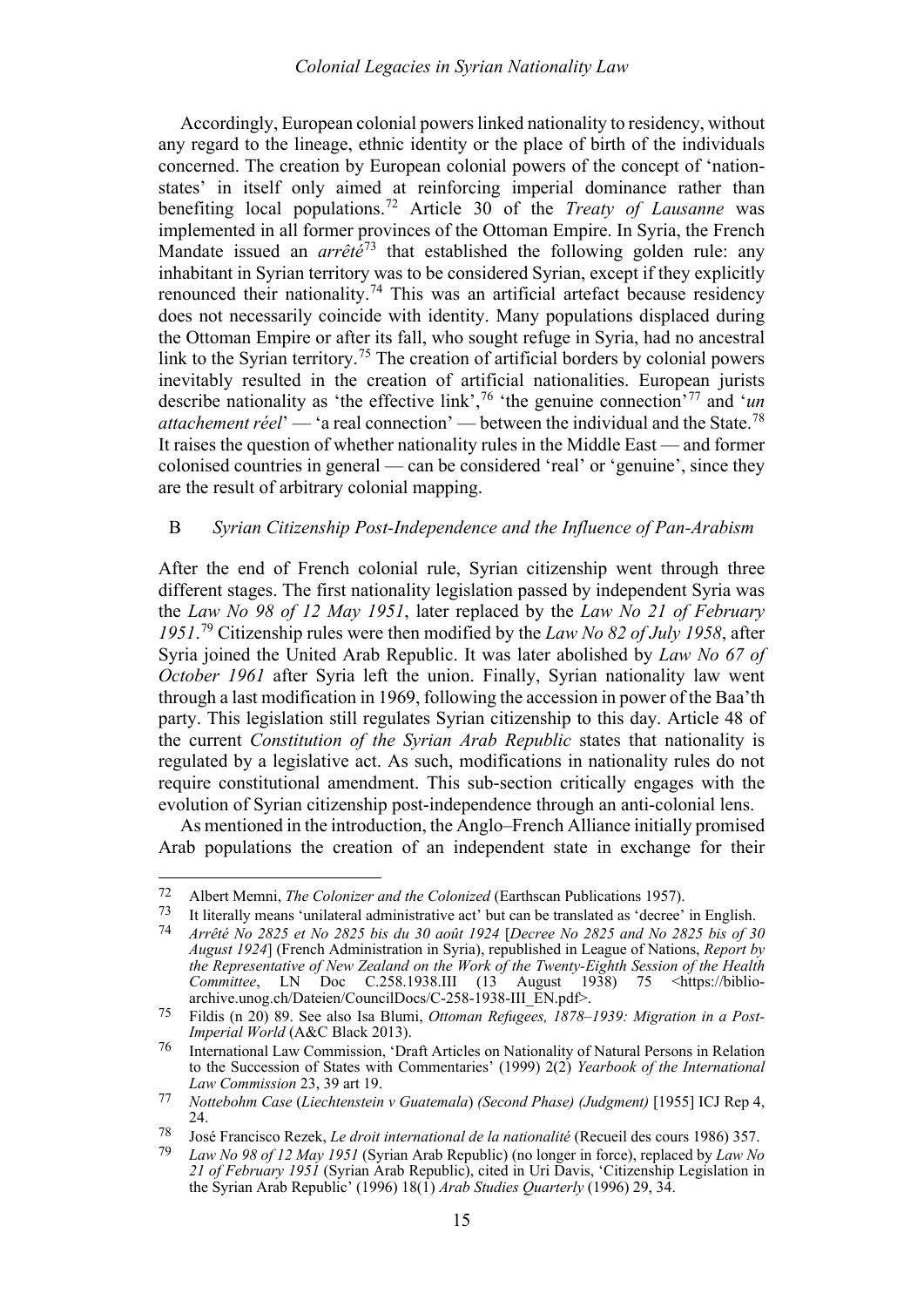Accordingly, European colonial powers linked nationality to residency, without any regard to the lineage, ethnic identity or the place of birth of the individuals concerned. The creation by European colonial powers of the concept of 'nation-states' in itself only aimed at reinforcing imperial dominance rather than benefiting local populations.[72] Article 30 of the *Treaty of Lausanne* was implemented in all former provinces of the Ottoman Empire. In Syria, the French Mandate issued an *arrêté*[73] that established the following golden rule: any inhabitant in Syrian territory was to be considered Syrian, except if they explicitly renounced their nationality.[74] This was an artificial artefact because residency does not necessarily coincide with identity. Many populations displaced during the Ottoman Empire or after its fall, who sought refuge in Syria, had no ancestral link to the Syrian territory.[75] The creation of artificial borders by colonial powers inevitably resulted in the creation of artificial nationalities. European jurists describe nationality as 'the effective link',[76] 'the genuine connection'[77] and '*un attachement réel*' — 'a real connection' — between the individual and the State.[78] It raises the question of whether nationality rules in the Middle East — and former colonised countries in general — can be considered 'real' or 'genuine', since they are the result of arbitrary colonial mapping.

### B *Syrian Citizenship Post-Independence and the Influence of Pan-Arabism*

After the end of French colonial rule, Syrian citizenship went through three different stages. The first nationality legislation passed by independent Syria was the *Law No 98 of 12 May 1951*, later replaced by the *Law No 21 of February 1951*.[79] Citizenship rules were then modified by the *Law No 82 of July 1958*, after Syria joined the United Arab Republic. It was later abolished by *Law No 67 of October 1961* after Syria left the union. Finally, Syrian nationality law went through a last modification in 1969, following the accession in power of the Baa'th party. This legislation still regulates Syrian citizenship to this day. Article 48 of the current *Constitution of the Syrian Arab Republic* states that nationality is regulated by a legislative act. As such, modifications in nationality rules do not require constitutional amendment. This sub-section critically engages with the evolution of Syrian citizenship post-independence through an anti-colonial lens.

As mentioned in the introduction, the Anglo–French Alliance initially promised Arab populations the creation of an independent state in exchange for their

---

72 Albert Memni, *The Colonizer and the Colonized* (Earthscan Publications 1957).

73 It literally means 'unilateral administrative act' but can be translated as 'decree' in English.

74 *Arrêté No 2825 et No 2825 bis du 30 août 1924* [*Decree No 2825 and No 2825 bis of 30 August 1924*] (French Administration in Syria), republished in League of Nations, *Report by the Representative of New Zealand on the Work of the Twenty-Eighth Session of the Health Committee*, LN Doc C.258.1938.III (13 August 1938) 75 <https://biblio-archive.unog.ch/Dateien/CouncilDocs/C-258-1938-III_EN.pdf>.

75 Fildis (n 20) 89. See also Isa Blumi, *Ottoman Refugees, 1878–1939: Migration in a Post-Imperial World* (A&C Black 2013).

76 International Law Commission, 'Draft Articles on Nationality of Natural Persons in Relation to the Succession of States with Commentaries' (1999) 2(2) *Yearbook of the International Law Commission* 23, 39 art 19.

77 *Nottebohm Case* (*Liechtenstein v Guatemala*) *(Second Phase) (Judgment)* [1955] ICJ Rep 4, 24.

78 José Francisco Rezek, *Le droit international de la nationalité* (Recueil des cours 1986) 357.

79 *Law No 98 of 12 May 1951* (Syrian Arab Republic) (no longer in force), replaced by *Law No 21 of February 1951* (Syrian Arab Republic), cited in Uri Davis, 'Citizenship Legislation in the Syrian Arab Republic' (1996) 18(1) *Arab Studies Quarterly* (1996) 29, 34.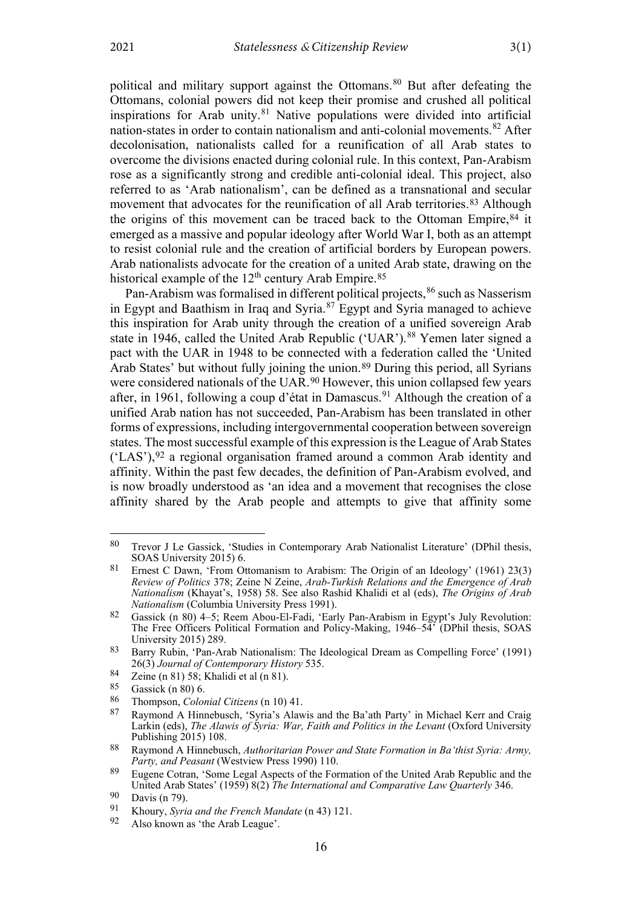political and military support against the Ottomans.[80] But after defeating the Ottomans, colonial powers did not keep their promise and crushed all political inspirations for Arab unity.[81] Native populations were divided into artificial nation-states in order to contain nationalism and anti-colonial movements.[82] After decolonisation, nationalists called for a reunification of all Arab states to overcome the divisions enacted during colonial rule. In this context, Pan-Arabism rose as a significantly strong and credible anti-colonial ideal. This project, also referred to as 'Arab nationalism', can be defined as a transnational and secular movement that advocates for the reunification of all Arab territories.[83] Although the origins of this movement can be traced back to the Ottoman Empire,[84] it emerged as a massive and popular ideology after World War I, both as an attempt to resist colonial rule and the creation of artificial borders by European powers. Arab nationalists advocate for the creation of a united Arab state, drawing on the historical example of the 12th century Arab Empire.[85]

Pan-Arabism was formalised in different political projects,[86] such as Nasserism in Egypt and Baathism in Iraq and Syria.[87] Egypt and Syria managed to achieve this inspiration for Arab unity through the creation of a unified sovereign Arab state in 1946, called the United Arab Republic ('UAR').[88] Yemen later signed a pact with the UAR in 1948 to be connected with a federation called the 'United Arab States' but without fully joining the union.[89] During this period, all Syrians were considered nationals of the UAR.[90] However, this union collapsed few years after, in 1961, following a coup d'état in Damascus.[91] Although the creation of a unified Arab nation has not succeeded, Pan-Arabism has been translated in other forms of expressions, including intergovernmental cooperation between sovereign states. The most successful example of this expression is the League of Arab States ('LAS'),[92] a regional organisation framed around a common Arab identity and affinity. Within the past few decades, the definition of Pan-Arabism evolved, and is now broadly understood as 'an idea and a movement that recognises the close affinity shared by the Arab people and attempts to give that affinity some

---

[80] Trevor J Le Gassick, 'Studies in Contemporary Arab Nationalist Literature' (DPhil thesis, SOAS University 2015) 6.

[81] Ernest C Dawn, 'From Ottomanism to Arabism: The Origin of an Ideology' (1961) 23(3) *Review of Politics* 378; Zeine N Zeine, *Arab-Turkish Relations and the Emergence of Arab Nationalism* (Khayat's, 1958) 58. See also Rashid Khalidi et al (eds), *The Origins of Arab Nationalism* (Columbia University Press 1991).

[82] Gassick (n 80) 4–5; Reem Abou-El-Fadi, 'Early Pan-Arabism in Egypt's July Revolution: The Free Officers Political Formation and Policy-Making, 1946–54' (DPhil thesis, SOAS University 2015) 289.

[83] Barry Rubin, 'Pan-Arab Nationalism: The Ideological Dream as Compelling Force' (1991) 26(3) *Journal of Contemporary History* 535.

[84] Zeine (n 81) 58; Khalidi et al (n 81).

[85] Gassick (n 80) 6.

[86] Thompson, *Colonial Citizens* (n 10) 41.

[87] Raymond A Hinnebusch, 'Syria's Alawis and the Ba'ath Party' in Michael Kerr and Craig Larkin (eds), *The Alawis of Syria: War, Faith and Politics in the Levant* (Oxford University Publishing 2015) 108.

[88] Raymond A Hinnebusch, *Authoritarian Power and State Formation in Ba'thist Syria: Army, Party, and Peasant* (Westview Press 1990) 110.

[89] Eugene Cotran, 'Some Legal Aspects of the Formation of the United Arab Republic and the United Arab States' (1959) 8(2) *The International and Comparative Law Quarterly* 346.

[90] Davis (n 79).

[91] Khoury, *Syria and the French Mandate* (n 43) 121.

[92] Also known as 'the Arab League'.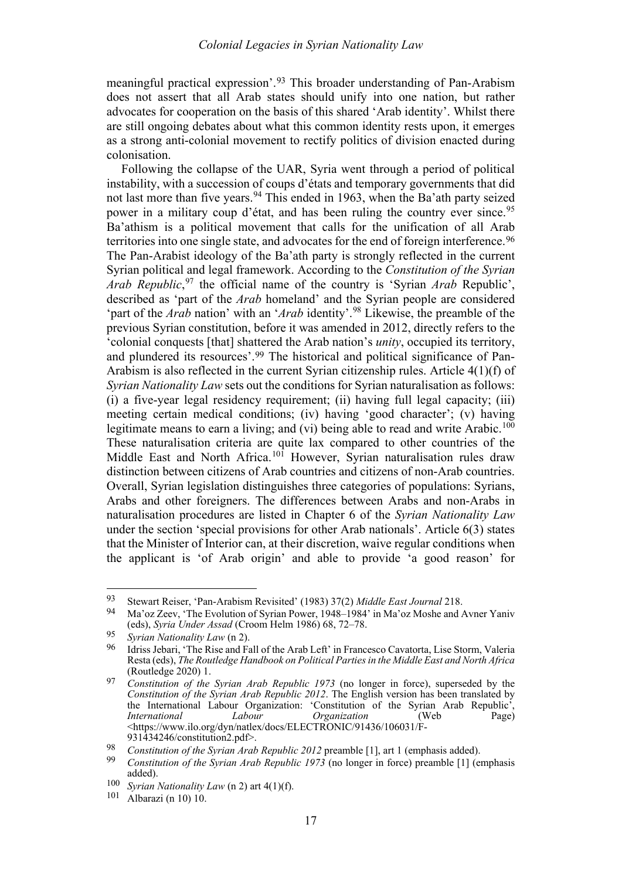meaningful practical expression'.[93] This broader understanding of Pan-Arabism does not assert that all Arab states should unify into one nation, but rather advocates for cooperation on the basis of this shared 'Arab identity'. Whilst there are still ongoing debates about what this common identity rests upon, it emerges as a strong anti-colonial movement to rectify politics of division enacted during colonisation.

Following the collapse of the UAR, Syria went through a period of political instability, with a succession of coups d'états and temporary governments that did not last more than five years.[94] This ended in 1963, when the Ba'ath party seized power in a military coup d'état, and has been ruling the country ever since.[95] Ba'athism is a political movement that calls for the unification of all Arab territories into one single state, and advocates for the end of foreign interference.[96] The Pan-Arabist ideology of the Ba'ath party is strongly reflected in the current Syrian political and legal framework. According to the *Constitution of the Syrian Arab Republic*,[97] the official name of the country is 'Syrian *Arab* Republic', described as 'part of the *Arab* homeland' and the Syrian people are considered 'part of the *Arab* nation' with an '*Arab* identity'.[98] Likewise, the preamble of the previous Syrian constitution, before it was amended in 2012, directly refers to the 'colonial conquests [that] shattered the Arab nation's *unity*, occupied its territory, and plundered its resources'.[99] The historical and political significance of Pan-Arabism is also reflected in the current Syrian citizenship rules. Article 4(1)(f) of *Syrian Nationality Law* sets out the conditions for Syrian naturalisation as follows: (i) a five-year legal residency requirement; (ii) having full legal capacity; (iii) meeting certain medical conditions; (iv) having 'good character'; (v) having legitimate means to earn a living; and (vi) being able to read and write Arabic.[100] These naturalisation criteria are quite lax compared to other countries of the Middle East and North Africa.[101] However, Syrian naturalisation rules draw distinction between citizens of Arab countries and citizens of non-Arab countries. Overall, Syrian legislation distinguishes three categories of populations: Syrians, Arabs and other foreigners. The differences between Arabs and non-Arabs in naturalisation procedures are listed in Chapter 6 of the *Syrian Nationality Law* under the section 'special provisions for other Arab nationals'. Article 6(3) states that the Minister of Interior can, at their discretion, waive regular conditions when the applicant is 'of Arab origin' and able to provide 'a good reason' for

---

[93] Stewart Reiser, 'Pan-Arabism Revisited' (1983) 37(2) *Middle East Journal* 218.

[94] Ma'oz Zeev, 'The Evolution of Syrian Power, 1948–1984' in Ma'oz Moshe and Avner Yaniv (eds), *Syria Under Assad* (Croom Helm 1986) 68, 72–78.

[95] *Syrian Nationality Law* (n 2).

[96] Idriss Jebari, 'The Rise and Fall of the Arab Left' in Francesco Cavatorta, Lise Storm, Valeria Resta (eds), *The Routledge Handbook on Political Parties in the Middle East and North Africa* (Routledge 2020) 1.

[97] *Constitution of the Syrian Arab Republic 1973* (no longer in force), superseded by the *Constitution of the Syrian Arab Republic 2012*. The English version has been translated by the International Labour Organization: 'Constitution of the Syrian Arab Republic', *International Labour Organization* (Web Page) <https://www.ilo.org/dyn/natlex/docs/ELECTRONIC/91436/106031/F-931434246/constitution2.pdf>.

[98] *Constitution of the Syrian Arab Republic 2012* preamble [1], art 1 (emphasis added).

[99] *Constitution of the Syrian Arab Republic 1973* (no longer in force) preamble [1] (emphasis added).

[100] *Syrian Nationality Law* (n 2) art 4(1)(f).

[101] Albarazi (n 10) 10.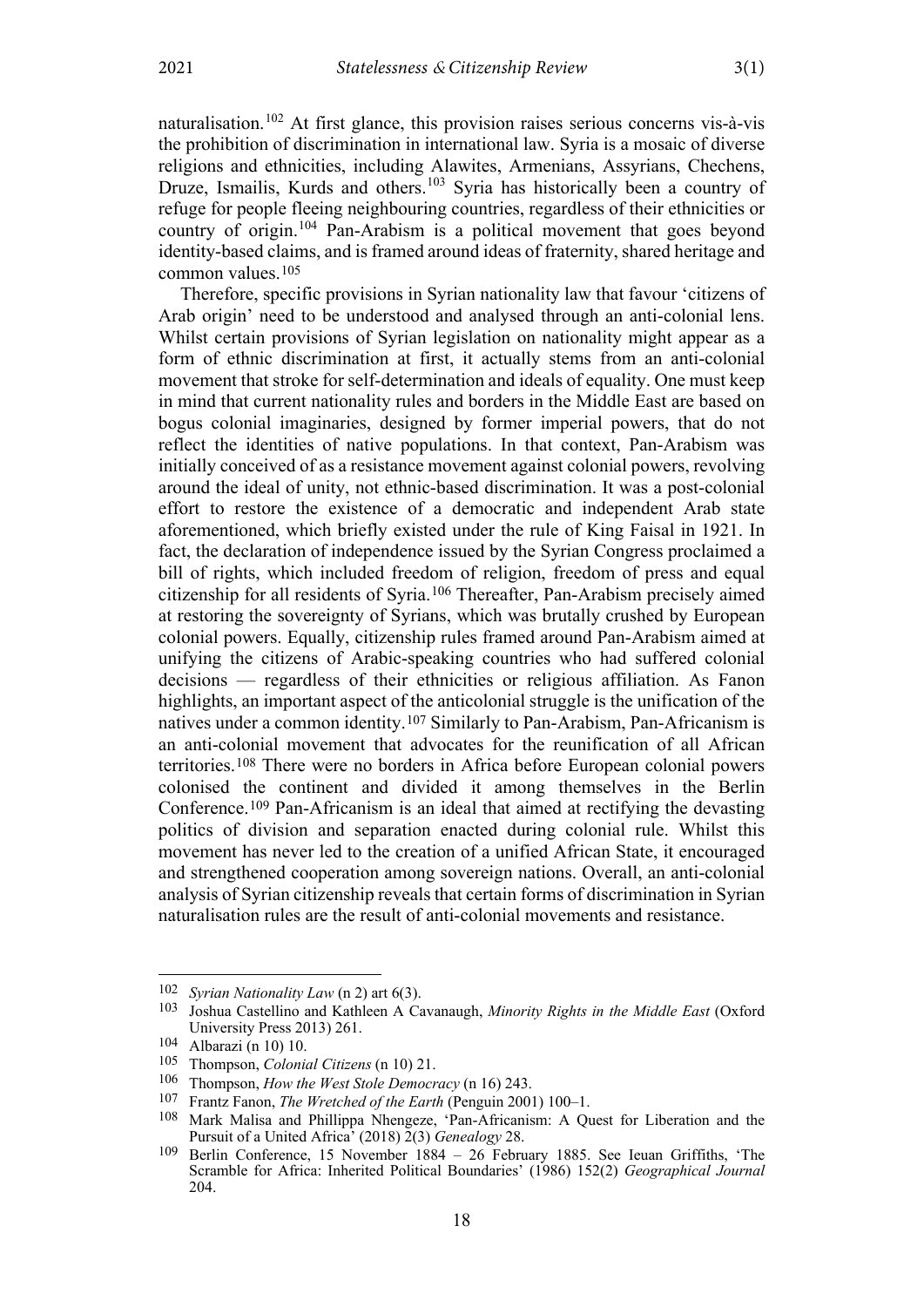naturalisation.[102] At first glance, this provision raises serious concerns vis-à-vis the prohibition of discrimination in international law. Syria is a mosaic of diverse religions and ethnicities, including Alawites, Armenians, Assyrians, Chechens, Druze, Ismailis, Kurds and others.[103] Syria has historically been a country of refuge for people fleeing neighbouring countries, regardless of their ethnicities or country of origin.[104] Pan-Arabism is a political movement that goes beyond identity-based claims, and is framed around ideas of fraternity, shared heritage and common values.[105]

Therefore, specific provisions in Syrian nationality law that favour 'citizens of Arab origin' need to be understood and analysed through an anti-colonial lens. Whilst certain provisions of Syrian legislation on nationality might appear as a form of ethnic discrimination at first, it actually stems from an anti-colonial movement that stroke for self-determination and ideals of equality. One must keep in mind that current nationality rules and borders in the Middle East are based on bogus colonial imaginaries, designed by former imperial powers, that do not reflect the identities of native populations. In that context, Pan-Arabism was initially conceived of as a resistance movement against colonial powers, revolving around the ideal of unity, not ethnic-based discrimination. It was a post-colonial effort to restore the existence of a democratic and independent Arab state aforementioned, which briefly existed under the rule of King Faisal in 1921. In fact, the declaration of independence issued by the Syrian Congress proclaimed a bill of rights, which included freedom of religion, freedom of press and equal citizenship for all residents of Syria.[106] Thereafter, Pan-Arabism precisely aimed at restoring the sovereignty of Syrians, which was brutally crushed by European colonial powers. Equally, citizenship rules framed around Pan-Arabism aimed at unifying the citizens of Arabic-speaking countries who had suffered colonial decisions — regardless of their ethnicities or religious affiliation. As Fanon highlights, an important aspect of the anticolonial struggle is the unification of the natives under a common identity.[107] Similarly to Pan-Arabism, Pan-Africanism is an anti-colonial movement that advocates for the reunification of all African territories.[108] There were no borders in Africa before European colonial powers colonised the continent and divided it among themselves in the Berlin Conference.[109] Pan-Africanism is an ideal that aimed at rectifying the devasting politics of division and separation enacted during colonial rule. Whilst this movement has never led to the creation of a unified African State, it encouraged and strengthened cooperation among sovereign nations. Overall, an anti-colonial analysis of Syrian citizenship reveals that certain forms of discrimination in Syrian naturalisation rules are the result of anti-colonial movements and resistance.

---

102 *Syrian Nationality Law* (n 2) art 6(3).

103 Joshua Castellino and Kathleen A Cavanaugh, *Minority Rights in the Middle East* (Oxford University Press 2013) 261.

104 Albarazi (n 10) 10.

105 Thompson, *Colonial Citizens* (n 10) 21.

106 Thompson, *How the West Stole Democracy* (n 16) 243.

107 Frantz Fanon, *The Wretched of the Earth* (Penguin 2001) 100–1.

108 Mark Malisa and Phillippa Nhengeze, 'Pan-Africanism: A Quest for Liberation and the Pursuit of a United Africa' (2018) 2(3) *Genealogy* 28.

109 Berlin Conference, 15 November 1884 – 26 February 1885. See Ieuan Griffiths, 'The Scramble for Africa: Inherited Political Boundaries' (1986) 152(2) *Geographical Journal* 204.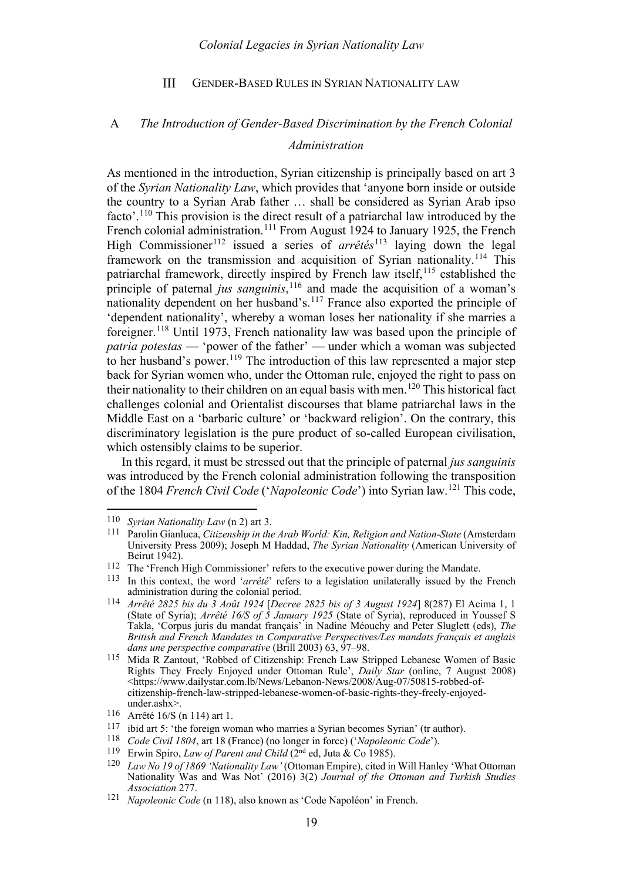## III Gender-Based Rules in Syrian Nationality law

### A *The Introduction of Gender-Based Discrimination by the French Colonial Administration*

As mentioned in the introduction, Syrian citizenship is principally based on art 3 of the *Syrian Nationality Law*, which provides that 'anyone born inside or outside the country to a Syrian Arab father … shall be considered as Syrian Arab ipso facto'.[110] This provision is the direct result of a patriarchal law introduced by the French colonial administration.[111] From August 1924 to January 1925, the French High Commissioner[112] issued a series of *arrêtés*[113] laying down the legal framework on the transmission and acquisition of Syrian nationality.[114] This patriarchal framework, directly inspired by French law itself,[115] established the principle of paternal *jus sanguinis*,[116] and made the acquisition of a woman's nationality dependent on her husband's.[117] France also exported the principle of 'dependent nationality', whereby a woman loses her nationality if she marries a foreigner.[118] Until 1973, French nationality law was based upon the principle of *patria potestas* — 'power of the father' — under which a woman was subjected to her husband's power.[119] The introduction of this law represented a major step back for Syrian women who, under the Ottoman rule, enjoyed the right to pass on their nationality to their children on an equal basis with men.[120] This historical fact challenges colonial and Orientalist discourses that blame patriarchal laws in the Middle East on a 'barbaric culture' or 'backward religion'. On the contrary, this discriminatory legislation is the pure product of so-called European civilisation, which ostensibly claims to be superior.

In this regard, it must be stressed out that the principle of paternal *jus sanguinis* was introduced by the French colonial administration following the transposition of the 1804 *French Civil Code* ('*Napoleonic Code*') into Syrian law.[121] This code,

---

[110] *Syrian Nationality Law* (n 2) art 3.

[111] Parolin Gianluca, *Citizenship in the Arab World: Kin, Religion and Nation-State* (Amsterdam University Press 2009); Joseph M Haddad, *The Syrian Nationality* (American University of Beirut 1942).

[112] The 'French High Commissioner' refers to the executive power during the Mandate.

[113] In this context, the word '*arrêté*' refers to a legislation unilaterally issued by the French administration during the colonial period.

[114] *Arrêté 2825 bis du 3 Août 1924* [*Decree 2825 bis of 3 August 1924*] 8(287) El Acima 1, 1 (State of Syria); *Arrêté 16/S of 5 January 1925* (State of Syria), reproduced in Youssef S Takla, 'Corpus juris du mandat français' in Nadine Méouchy and Peter Sluglett (eds), *The British and French Mandates in Comparative Perspectives/Les mandats français et anglais dans une perspective comparative* (Brill 2003) 63, 97–98.

[115] Mida R Zantout, 'Robbed of Citizenship: French Law Stripped Lebanese Women of Basic Rights They Freely Enjoyed under Ottoman Rule', *Daily Star* (online, 7 August 2008) <https://www.dailystar.com.lb/News/Lebanon-News/2008/Aug-07/50815-robbed-of-citizenship-french-law-stripped-lebanese-women-of-basic-rights-they-freely-enjoyed-under.ashx>.

[116] Arrêté 16/S (n 114) art 1.

[117] ibid art 5: 'the foreign woman who marries a Syrian becomes Syrian' (tr author).

[118] *Code Civil 1804*, art 18 (France) (no longer in force) ('*Napoleonic Code*').

[119] Erwin Spiro, *Law of Parent and Child* (2nd ed, Juta & Co 1985).

[120] *Law No 19 of 1869 'Nationality Law'* (Ottoman Empire), cited in Will Hanley 'What Ottoman Nationality Was and Was Not' (2016) 3(2) *Journal of the Ottoman and Turkish Studies Association* 277.

[121] *Napoleonic Code* (n 118), also known as 'Code Napoléon' in French.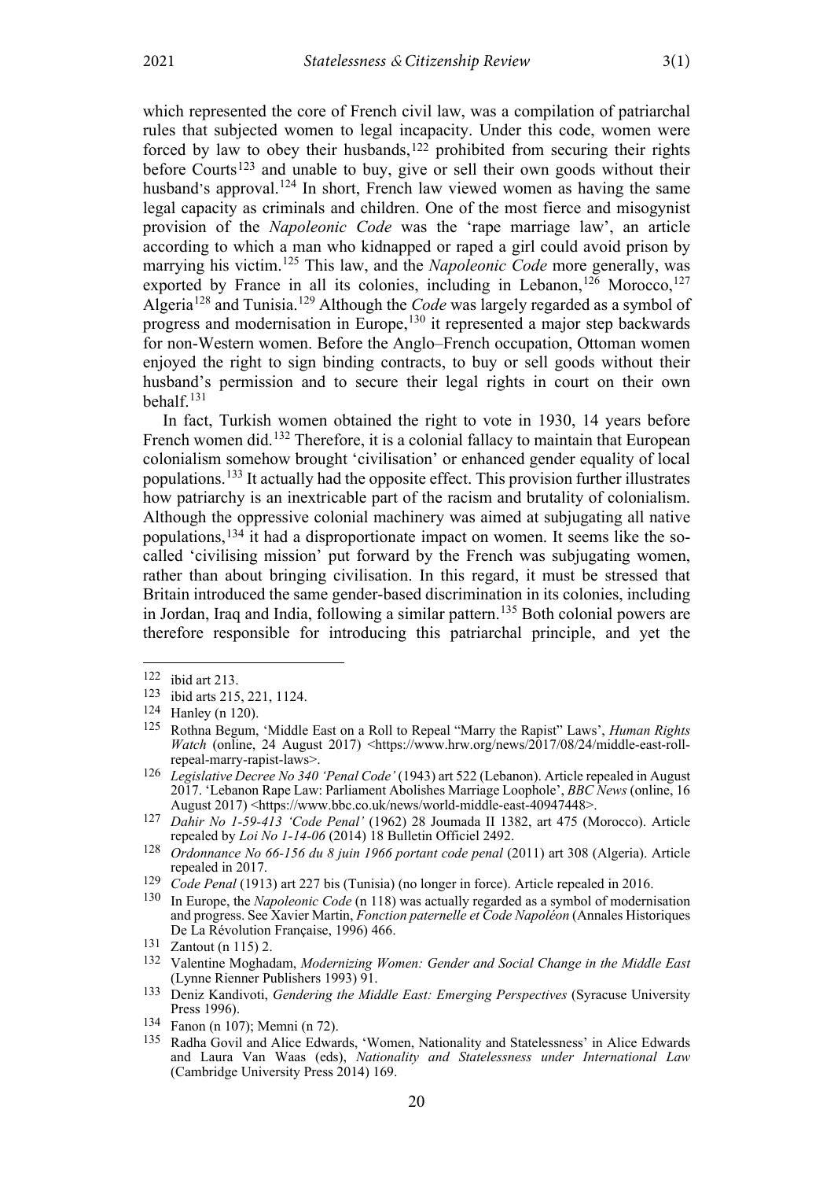which represented the core of French civil law, was a compilation of patriarchal rules that subjected women to legal incapacity. Under this code, women were forced by law to obey their husbands,[122] prohibited from securing their rights before Courts[123] and unable to buy, give or sell their own goods without their husband's approval.[124] In short, French law viewed women as having the same legal capacity as criminals and children. One of the most fierce and misogynist provision of the *Napoleonic Code* was the 'rape marriage law', an article according to which a man who kidnapped or raped a girl could avoid prison by marrying his victim.[125] This law, and the *Napoleonic Code* more generally, was exported by France in all its colonies, including in Lebanon,[126] Morocco,[127] Algeria[128] and Tunisia.[129] Although the *Code* was largely regarded as a symbol of progress and modernisation in Europe,[130] it represented a major step backwards for non-Western women. Before the Anglo–French occupation, Ottoman women enjoyed the right to sign binding contracts, to buy or sell goods without their husband's permission and to secure their legal rights in court on their own behalf.[131]

In fact, Turkish women obtained the right to vote in 1930, 14 years before French women did.[132] Therefore, it is a colonial fallacy to maintain that European colonialism somehow brought 'civilisation' or enhanced gender equality of local populations.[133] It actually had the opposite effect. This provision further illustrates how patriarchy is an inextricable part of the racism and brutality of colonialism. Although the oppressive colonial machinery was aimed at subjugating all native populations,[134] it had a disproportionate impact on women. It seems like the so-called 'civilising mission' put forward by the French was subjugating women, rather than about bringing civilisation. In this regard, it must be stressed that Britain introduced the same gender-based discrimination in its colonies, including in Jordan, Iraq and India, following a similar pattern.[135] Both colonial powers are therefore responsible for introducing this patriarchal principle, and yet the

---

[122] ibid art 213.

[123] ibid arts 215, 221, 1124.

[124] Hanley (n 120).

[125] Rothna Begum, 'Middle East on a Roll to Repeal "Marry the Rapist" Laws', *Human Rights Watch* (online, 24 August 2017) <https://www.hrw.org/news/2017/08/24/middle-east-roll-repeal-marry-rapist-laws>.

[126] *Legislative Decree No 340 'Penal Code'* (1943) art 522 (Lebanon). Article repealed in August 2017. 'Lebanon Rape Law: Parliament Abolishes Marriage Loophole', *BBC News* (online, 16 August 2017) <https://www.bbc.co.uk/news/world-middle-east-40947448>.

[127] *Dahir No 1-59-413 'Code Penal'* (1962) 28 Joumada II 1382, art 475 (Morocco). Article repealed by *Loi No 1-14-06* (2014) 18 Bulletin Officiel 2492.

[128] *Ordonnance No 66-156 du 8 juin 1966 portant code penal* (2011) art 308 (Algeria). Article repealed in 2017.

[129] *Code Penal* (1913) art 227 bis (Tunisia) (no longer in force). Article repealed in 2016.

[130] In Europe, the *Napoleonic Code* (n 118) was actually regarded as a symbol of modernisation and progress. See Xavier Martin, *Fonction paternelle et Code Napoléon* (Annales Historiques De La Révolution Française, 1996) 466.

[131] Zantout (n 115) 2.

[132] Valentine Moghadam, *Modernizing Women: Gender and Social Change in the Middle East* (Lynne Rienner Publishers 1993) 91.

[133] Deniz Kandivoti, *Gendering the Middle East: Emerging Perspectives* (Syracuse University Press 1996).

[134] Fanon (n 107); Memni (n 72).

[135] Radha Govil and Alice Edwards, 'Women, Nationality and Statelessness' in Alice Edwards and Laura Van Waas (eds), *Nationality and Statelessness under International Law* (Cambridge University Press 2014) 169.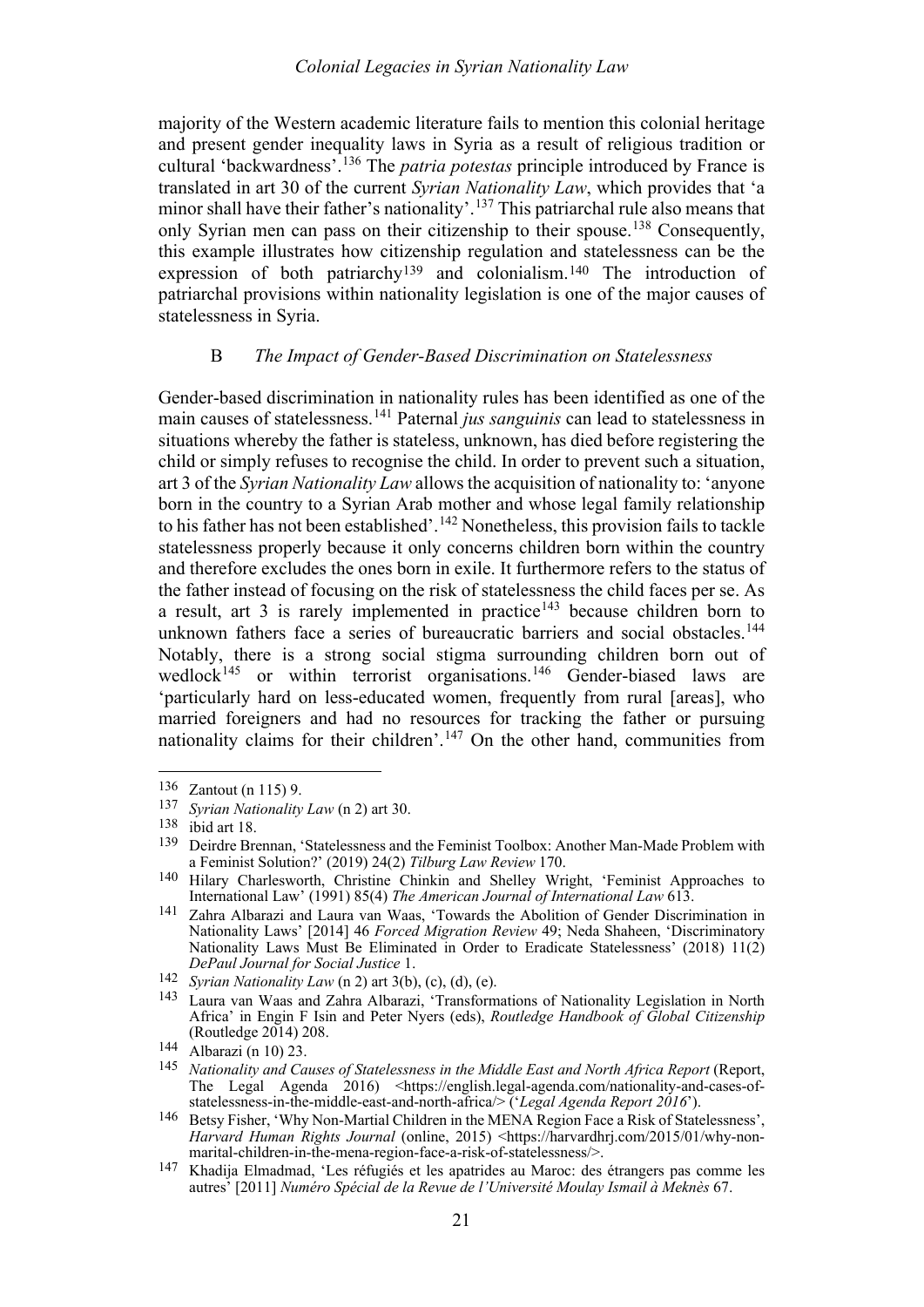majority of the Western academic literature fails to mention this colonial heritage and present gender inequality laws in Syria as a result of religious tradition or cultural 'backwardness'.[136] The *patria potestas* principle introduced by France is translated in art 30 of the current *Syrian Nationality Law*, which provides that 'a minor shall have their father's nationality'.[137] This patriarchal rule also means that only Syrian men can pass on their citizenship to their spouse.[138] Consequently, this example illustrates how citizenship regulation and statelessness can be the expression of both patriarchy[139] and colonialism.[140] The introduction of patriarchal provisions within nationality legislation is one of the major causes of statelessness in Syria.

### B *The Impact of Gender-Based Discrimination on Statelessness*

Gender-based discrimination in nationality rules has been identified as one of the main causes of statelessness.[141] Paternal *jus sanguinis* can lead to statelessness in situations whereby the father is stateless, unknown, has died before registering the child or simply refuses to recognise the child. In order to prevent such a situation, art 3 of the *Syrian Nationality Law* allows the acquisition of nationality to: 'anyone born in the country to a Syrian Arab mother and whose legal family relationship to his father has not been established'.[142] Nonetheless, this provision fails to tackle statelessness properly because it only concerns children born within the country and therefore excludes the ones born in exile. It furthermore refers to the status of the father instead of focusing on the risk of statelessness the child faces per se. As a result, art 3 is rarely implemented in practice[143] because children born to unknown fathers face a series of bureaucratic barriers and social obstacles.[144] Notably, there is a strong social stigma surrounding children born out of wedlock[145] or within terrorist organisations.[146] Gender-biased laws are 'particularly hard on less-educated women, frequently from rural [areas], who married foreigners and had no resources for tracking the father or pursuing nationality claims for their children'.[147] On the other hand, communities from

---

136 Zantout (n 115) 9.

137 *Syrian Nationality Law* (n 2) art 30.

138 ibid art 18.

139 Deirdre Brennan, 'Statelessness and the Feminist Toolbox: Another Man-Made Problem with a Feminist Solution?' (2019) 24(2) *Tilburg Law Review* 170.

140 Hilary Charlesworth, Christine Chinkin and Shelley Wright, 'Feminist Approaches to International Law' (1991) 85(4) *The American Journal of International Law* 613.

141 Zahra Albarazi and Laura van Waas, 'Towards the Abolition of Gender Discrimination in Nationality Laws' [2014] 46 *Forced Migration Review* 49; Neda Shaheen, 'Discriminatory Nationality Laws Must Be Eliminated in Order to Eradicate Statelessness' (2018) 11(2) *DePaul Journal for Social Justice* 1.

142 *Syrian Nationality Law* (n 2) art 3(b), (c), (d), (e).

143 Laura van Waas and Zahra Albarazi, 'Transformations of Nationality Legislation in North Africa' in Engin F Isin and Peter Nyers (eds), *Routledge Handbook of Global Citizenship* (Routledge 2014) 208.

144 Albarazi (n 10) 23.

145 *Nationality and Causes of Statelessness in the Middle East and North Africa Report* (Report, The Legal Agenda 2016) <https://english.legal-agenda.com/nationality-and-cases-of-statelessness-in-the-middle-east-and-north-africa/> ('*Legal Agenda Report 2016*').

146 Betsy Fisher, 'Why Non-Martial Children in the MENA Region Face a Risk of Statelessness', *Harvard Human Rights Journal* (online, 2015) <https://harvardhrj.com/2015/01/why-non-marital-children-in-the-mena-region-face-a-risk-of-statelessness/>.

147 Khadija Elmadmad, 'Les réfugiés et les apatrides au Maroc: des étrangers pas comme les autres' [2011] *Numéro Spécial de la Revue de l'Université Moulay Ismail à Meknès* 67.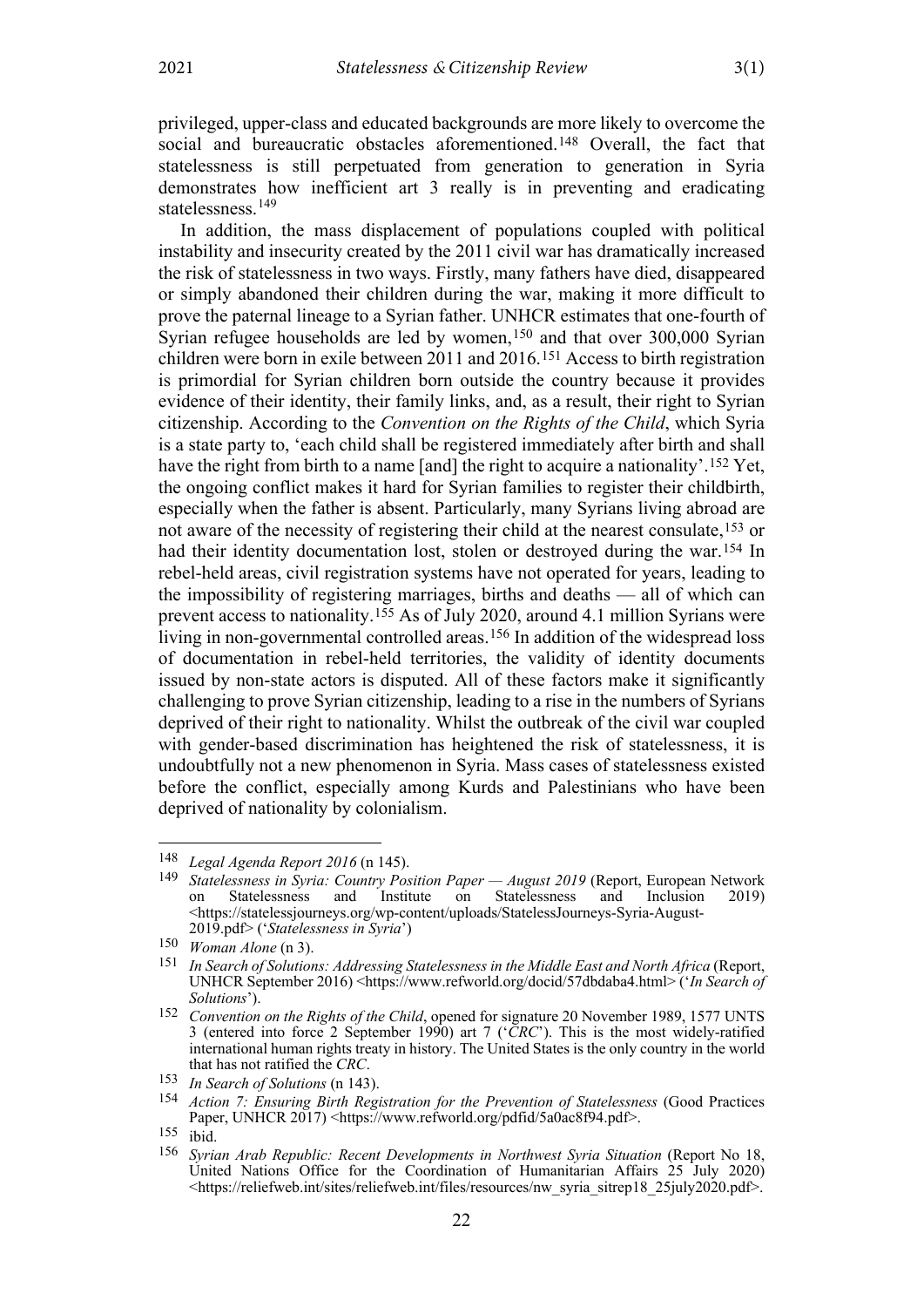privileged, upper-class and educated backgrounds are more likely to overcome the social and bureaucratic obstacles aforementioned.[148] Overall, the fact that statelessness is still perpetuated from generation to generation in Syria demonstrates how inefficient art 3 really is in preventing and eradicating statelessness.[149]

In addition, the mass displacement of populations coupled with political instability and insecurity created by the 2011 civil war has dramatically increased the risk of statelessness in two ways. Firstly, many fathers have died, disappeared or simply abandoned their children during the war, making it more difficult to prove the paternal lineage to a Syrian father. UNHCR estimates that one-fourth of Syrian refugee households are led by women,[150] and that over 300,000 Syrian children were born in exile between 2011 and 2016.[151] Access to birth registration is primordial for Syrian children born outside the country because it provides evidence of their identity, their family links, and, as a result, their right to Syrian citizenship. According to the *Convention on the Rights of the Child*, which Syria is a state party to, 'each child shall be registered immediately after birth and shall have the right from birth to a name [and] the right to acquire a nationality'.[152] Yet, the ongoing conflict makes it hard for Syrian families to register their childbirth, especially when the father is absent. Particularly, many Syrians living abroad are not aware of the necessity of registering their child at the nearest consulate,[153] or had their identity documentation lost, stolen or destroyed during the war.[154] In rebel-held areas, civil registration systems have not operated for years, leading to the impossibility of registering marriages, births and deaths — all of which can prevent access to nationality.[155] As of July 2020, around 4.1 million Syrians were living in non-governmental controlled areas.[156] In addition of the widespread loss of documentation in rebel-held territories, the validity of identity documents issued by non-state actors is disputed. All of these factors make it significantly challenging to prove Syrian citizenship, leading to a rise in the numbers of Syrians deprived of their right to nationality. Whilst the outbreak of the civil war coupled with gender-based discrimination has heightened the risk of statelessness, it is undoubtfully not a new phenomenon in Syria. Mass cases of statelessness existed before the conflict, especially among Kurds and Palestinians who have been deprived of nationality by colonialism.

---

[148] *Legal Agenda Report 2016* (n 145).

[149] *Statelessness in Syria: Country Position Paper — August 2019* (Report, European Network on Statelessness and Institute on Statelessness and Inclusion 2019) <https://statelessjourneys.org/wp-content/uploads/StatelessJourneys-Syria-August-2019.pdf> ('*Statelessness in Syria*')

[150] *Woman Alone* (n 3).

[151] *In Search of Solutions: Addressing Statelessness in the Middle East and North Africa* (Report, UNHCR September 2016) <https://www.refworld.org/docid/57dbdaba4.html> ('*In Search of Solutions*').

[152] *Convention on the Rights of the Child*, opened for signature 20 November 1989, 1577 UNTS 3 (entered into force 2 September 1990) art 7 ('*CRC*'). This is the most widely-ratified international human rights treaty in history. The United States is the only country in the world that has not ratified the *CRC*.

[153] *In Search of Solutions* (n 143).

[154] *Action 7: Ensuring Birth Registration for the Prevention of Statelessness* (Good Practices Paper, UNHCR 2017) <https://www.refworld.org/pdfid/5a0ac8f94.pdf>.

[155] ibid.

[156] *Syrian Arab Republic: Recent Developments in Northwest Syria Situation* (Report No 18, United Nations Office for the Coordination of Humanitarian Affairs 25 July 2020) <https://reliefweb.int/sites/reliefweb.int/files/resources/nw_syria_sitrep18_25july2020.pdf>.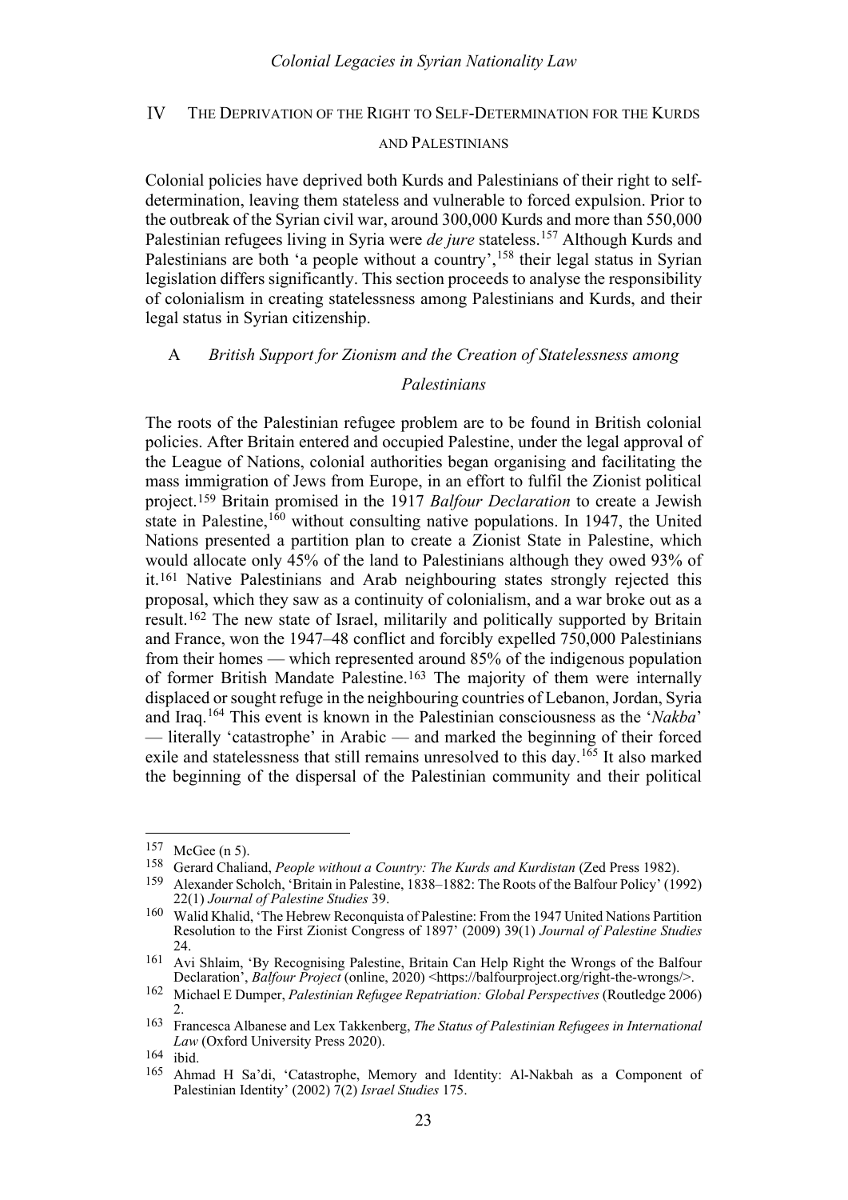## IV THE DEPRIVATION OF THE RIGHT TO SELF-DETERMINATION FOR THE KURDS AND PALESTINIANS

Colonial policies have deprived both Kurds and Palestinians of their right to self-determination, leaving them stateless and vulnerable to forced expulsion. Prior to the outbreak of the Syrian civil war, around 300,000 Kurds and more than 550,000 Palestinian refugees living in Syria were *de jure* stateless.[157] Although Kurds and Palestinians are both 'a people without a country',[158] their legal status in Syrian legislation differs significantly. This section proceeds to analyse the responsibility of colonialism in creating statelessness among Palestinians and Kurds, and their legal status in Syrian citizenship.

### A *British Support for Zionism and the Creation of Statelessness among Palestinians*

The roots of the Palestinian refugee problem are to be found in British colonial policies. After Britain entered and occupied Palestine, under the legal approval of the League of Nations, colonial authorities began organising and facilitating the mass immigration of Jews from Europe, in an effort to fulfil the Zionist political project.[159] Britain promised in the 1917 *Balfour Declaration* to create a Jewish state in Palestine,[160] without consulting native populations. In 1947, the United Nations presented a partition plan to create a Zionist State in Palestine, which would allocate only 45% of the land to Palestinians although they owed 93% of it.[161] Native Palestinians and Arab neighbouring states strongly rejected this proposal, which they saw as a continuity of colonialism, and a war broke out as a result.[162] The new state of Israel, militarily and politically supported by Britain and France, won the 1947–48 conflict and forcibly expelled 750,000 Palestinians from their homes — which represented around 85% of the indigenous population of former British Mandate Palestine.[163] The majority of them were internally displaced or sought refuge in the neighbouring countries of Lebanon, Jordan, Syria and Iraq.[164] This event is known in the Palestinian consciousness as the '*Nakba*' — literally 'catastrophe' in Arabic — and marked the beginning of their forced exile and statelessness that still remains unresolved to this day.[165] It also marked the beginning of the dispersal of the Palestinian community and their political

---

[157] McGee (n 5).

[158] Gerard Chaliand, *People without a Country: The Kurds and Kurdistan* (Zed Press 1982).

[159] Alexander Scholch, 'Britain in Palestine, 1838–1882: The Roots of the Balfour Policy' (1992) 22(1) *Journal of Palestine Studies* 39.

[160] Walid Khalid, 'The Hebrew Reconquista of Palestine: From the 1947 United Nations Partition Resolution to the First Zionist Congress of 1897' (2009) 39(1) *Journal of Palestine Studies* 24.

[161] Avi Shlaim, 'By Recognising Palestine, Britain Can Help Right the Wrongs of the Balfour Declaration', *Balfour Project* (online, 2020) <https://balfourproject.org/right-the-wrongs/>.

[162] Michael E Dumper, *Palestinian Refugee Repatriation: Global Perspectives* (Routledge 2006) 2.

[163] Francesca Albanese and Lex Takkenberg, *The Status of Palestinian Refugees in International Law* (Oxford University Press 2020).

[164] ibid.

[165] Ahmad H Sa'di, 'Catastrophe, Memory and Identity: Al-Nakbah as a Component of Palestinian Identity' (2002) 7(2) *Israel Studies* 175.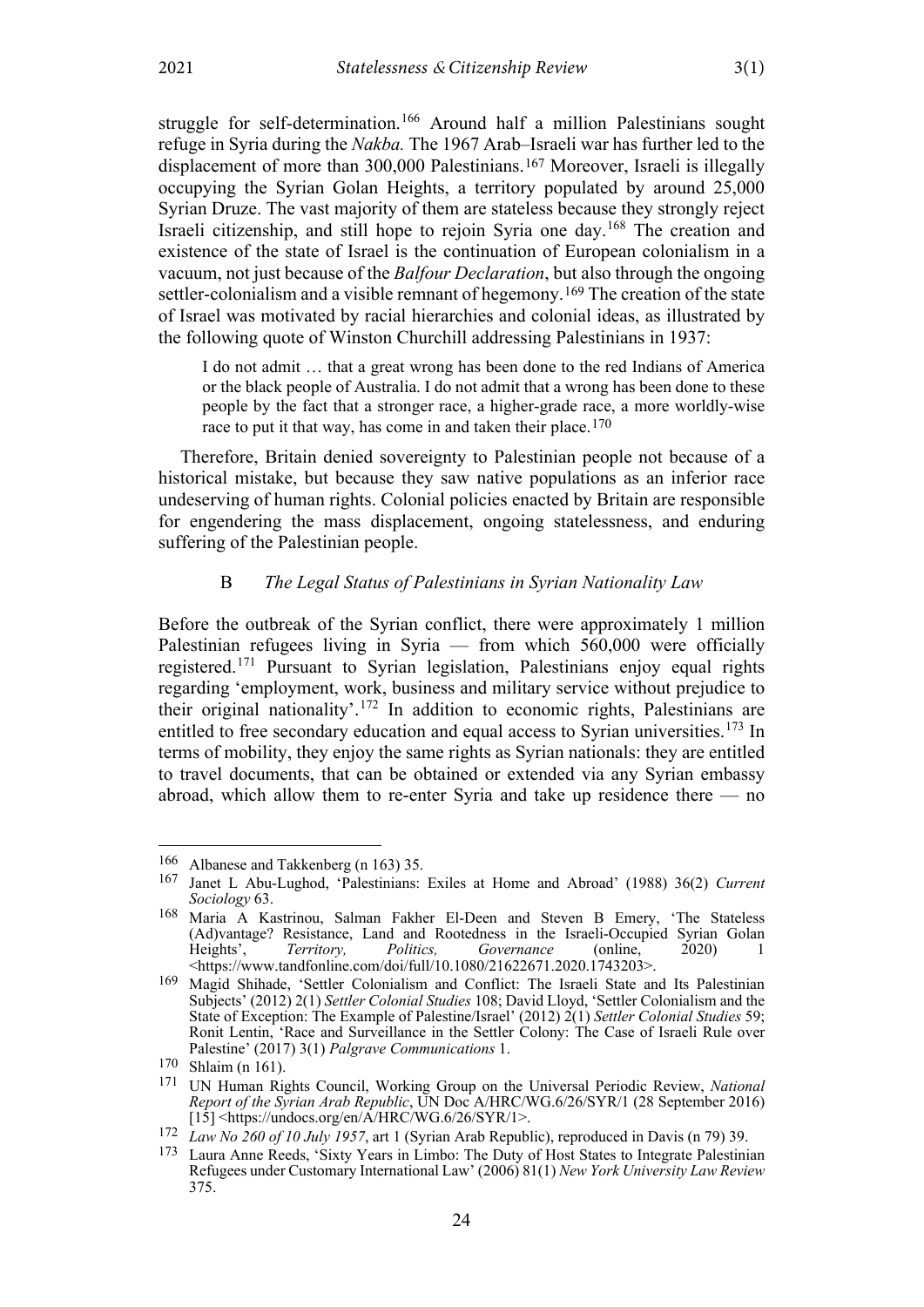struggle for self-determination.[166] Around half a million Palestinians sought refuge in Syria during the *Nakba.* The 1967 Arab–Israeli war has further led to the displacement of more than 300,000 Palestinians.[167] Moreover, Israeli is illegally occupying the Syrian Golan Heights, a territory populated by around 25,000 Syrian Druze. The vast majority of them are stateless because they strongly reject Israeli citizenship, and still hope to rejoin Syria one day.[168] The creation and existence of the state of Israel is the continuation of European colonialism in a vacuum, not just because of the *Balfour Declaration*, but also through the ongoing settler-colonialism and a visible remnant of hegemony.[169] The creation of the state of Israel was motivated by racial hierarchies and colonial ideas, as illustrated by the following quote of Winston Churchill addressing Palestinians in 1937:

> I do not admit … that a great wrong has been done to the red Indians of America or the black people of Australia. I do not admit that a wrong has been done to these people by the fact that a stronger race, a higher-grade race, a more worldly-wise race to put it that way, has come in and taken their place.[170]

Therefore, Britain denied sovereignty to Palestinian people not because of a historical mistake, but because they saw native populations as an inferior race undeserving of human rights. Colonial policies enacted by Britain are responsible for engendering the mass displacement, ongoing statelessness, and enduring suffering of the Palestinian people.

### B *The Legal Status of Palestinians in Syrian Nationality Law*

Before the outbreak of the Syrian conflict, there were approximately 1 million Palestinian refugees living in Syria — from which 560,000 were officially registered.[171] Pursuant to Syrian legislation, Palestinians enjoy equal rights regarding 'employment, work, business and military service without prejudice to their original nationality'.[172] In addition to economic rights, Palestinians are entitled to free secondary education and equal access to Syrian universities.[173] In terms of mobility, they enjoy the same rights as Syrian nationals: they are entitled to travel documents, that can be obtained or extended via any Syrian embassy abroad, which allow them to re-enter Syria and take up residence there — no

---

[166] Albanese and Takkenberg (n 163) 35.

[167] Janet L Abu-Lughod, 'Palestinians: Exiles at Home and Abroad' (1988) 36(2) *Current Sociology* 63.

[168] Maria A Kastrinou, Salman Fakher El-Deen and Steven B Emery, 'The Stateless (Ad)vantage? Resistance, Land and Rootedness in the Israeli-Occupied Syrian Golan Heights', *Territory, Politics, Governance* (online, 2020) 1 <https://www.tandfonline.com/doi/full/10.1080/21622671.2020.1743203>.

[169] Magid Shihade, 'Settler Colonialism and Conflict: The Israeli State and Its Palestinian Subjects' (2012) 2(1) *Settler Colonial Studies* 108; David Lloyd, 'Settler Colonialism and the State of Exception: The Example of Palestine/Israel' (2012) 2(1) *Settler Colonial Studies* 59; Ronit Lentin, 'Race and Surveillance in the Settler Colony: The Case of Israeli Rule over Palestine' (2017) 3(1) *Palgrave Communications* 1.

[170] Shlaim (n 161).

[171] UN Human Rights Council, Working Group on the Universal Periodic Review, *National Report of the Syrian Arab Republic*, UN Doc A/HRC/WG.6/26/SYR/1 (28 September 2016) [15] <https://undocs.org/en/A/HRC/WG.6/26/SYR/1>.

[172] *Law No 260 of 10 July 1957*, art 1 (Syrian Arab Republic), reproduced in Davis (n 79) 39.

[173] Laura Anne Reeds, 'Sixty Years in Limbo: The Duty of Host States to Integrate Palestinian Refugees under Customary International Law' (2006) 81(1) *New York University Law Review* 375.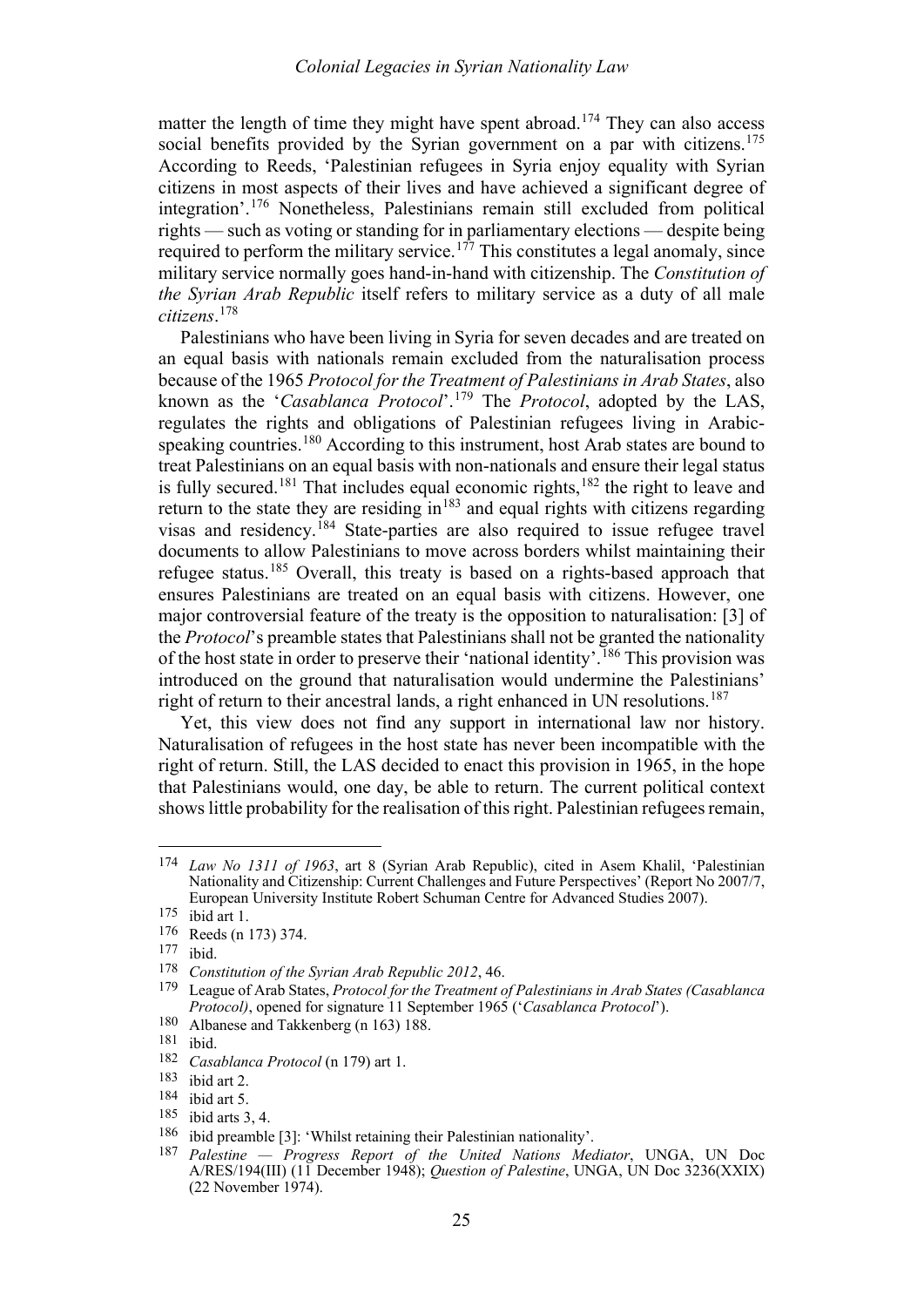matter the length of time they might have spent abroad.[174] They can also access social benefits provided by the Syrian government on a par with citizens.[175] According to Reeds, 'Palestinian refugees in Syria enjoy equality with Syrian citizens in most aspects of their lives and have achieved a significant degree of integration'.[176] Nonetheless, Palestinians remain still excluded from political rights — such as voting or standing for in parliamentary elections — despite being required to perform the military service.[177] This constitutes a legal anomaly, since military service normally goes hand-in-hand with citizenship. The *Constitution of the Syrian Arab Republic* itself refers to military service as a duty of all male *citizens*.[178]

Palestinians who have been living in Syria for seven decades and are treated on an equal basis with nationals remain excluded from the naturalisation process because of the 1965 *Protocol for the Treatment of Palestinians in Arab States*, also known as the '*Casablanca Protocol*'.[179] The *Protocol*, adopted by the LAS, regulates the rights and obligations of Palestinian refugees living in Arabic-speaking countries.[180] According to this instrument, host Arab states are bound to treat Palestinians on an equal basis with non-nationals and ensure their legal status is fully secured.[181] That includes equal economic rights,[182] the right to leave and return to the state they are residing in[183] and equal rights with citizens regarding visas and residency.[184] State-parties are also required to issue refugee travel documents to allow Palestinians to move across borders whilst maintaining their refugee status.[185] Overall, this treaty is based on a rights-based approach that ensures Palestinians are treated on an equal basis with citizens. However, one major controversial feature of the treaty is the opposition to naturalisation: [3] of the *Protocol*'s preamble states that Palestinians shall not be granted the nationality of the host state in order to preserve their 'national identity'.[186] This provision was introduced on the ground that naturalisation would undermine the Palestinians' right of return to their ancestral lands, a right enhanced in UN resolutions.[187]

Yet, this view does not find any support in international law nor history. Naturalisation of refugees in the host state has never been incompatible with the right of return. Still, the LAS decided to enact this provision in 1965, in the hope that Palestinians would, one day, be able to return. The current political context shows little probability for the realisation of this right. Palestinian refugees remain,

---

[174] *Law No 1311 of 1963*, art 8 (Syrian Arab Republic), cited in Asem Khalil, 'Palestinian Nationality and Citizenship: Current Challenges and Future Perspectives' (Report No 2007/7, European University Institute Robert Schuman Centre for Advanced Studies 2007).

[175] ibid art 1.

[176] Reeds (n 173) 374.

[177] ibid.

[178] *Constitution of the Syrian Arab Republic 2012*, 46.

[179] League of Arab States, *Protocol for the Treatment of Palestinians in Arab States (Casablanca Protocol)*, opened for signature 11 September 1965 ('*Casablanca Protocol*').

[180] Albanese and Takkenberg (n 163) 188.

[181] ibid.

[182] *Casablanca Protocol* (n 179) art 1.

[183] ibid art 2.

[184] ibid art 5.

[185] ibid arts 3, 4.

[186] ibid preamble [3]: 'Whilst retaining their Palestinian nationality'.

[187] *Palestine — Progress Report of the United Nations Mediator*, UNGA, UN Doc A/RES/194(III) (11 December 1948); *Question of Palestine*, UNGA, UN Doc 3236(XXIX) (22 November 1974).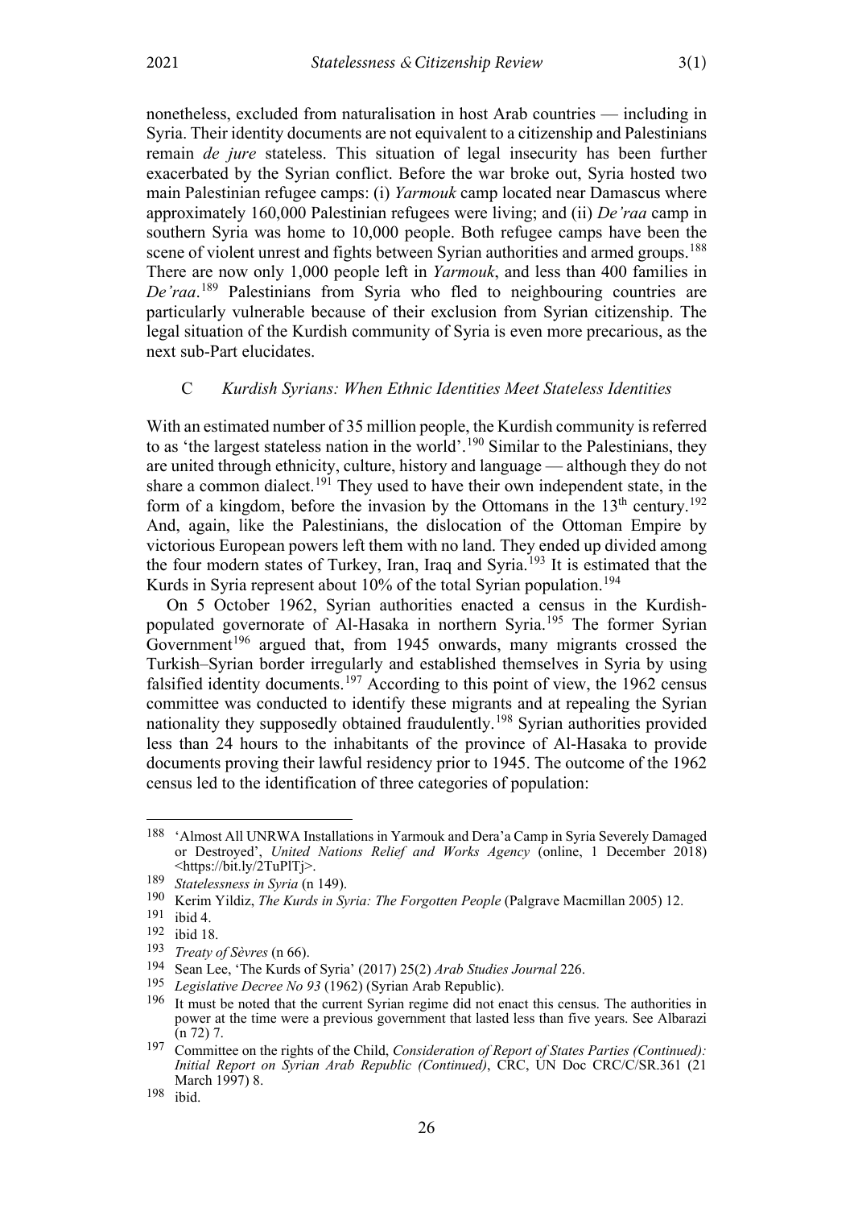nonetheless, excluded from naturalisation in host Arab countries — including in Syria. Their identity documents are not equivalent to a citizenship and Palestinians remain *de jure* stateless. This situation of legal insecurity has been further exacerbated by the Syrian conflict. Before the war broke out, Syria hosted two main Palestinian refugee camps: (i) *Yarmouk* camp located near Damascus where approximately 160,000 Palestinian refugees were living; and (ii) *De'raa* camp in southern Syria was home to 10,000 people. Both refugee camps have been the scene of violent unrest and fights between Syrian authorities and armed groups.[188] There are now only 1,000 people left in *Yarmouk*, and less than 400 families in *De'raa*.[189] Palestinians from Syria who fled to neighbouring countries are particularly vulnerable because of their exclusion from Syrian citizenship. The legal situation of the Kurdish community of Syria is even more precarious, as the next sub-Part elucidates.

### C *Kurdish Syrians: When Ethnic Identities Meet Stateless Identities*

With an estimated number of 35 million people, the Kurdish community is referred to as 'the largest stateless nation in the world'.[190] Similar to the Palestinians, they are united through ethnicity, culture, history and language — although they do not share a common dialect.[191] They used to have their own independent state, in the form of a kingdom, before the invasion by the Ottomans in the 13th century.[192] And, again, like the Palestinians, the dislocation of the Ottoman Empire by victorious European powers left them with no land. They ended up divided among the four modern states of Turkey, Iran, Iraq and Syria.[193] It is estimated that the Kurds in Syria represent about 10% of the total Syrian population.[194]

On 5 October 1962, Syrian authorities enacted a census in the Kurdish-populated governorate of Al-Hasaka in northern Syria.[195] The former Syrian Government[196] argued that, from 1945 onwards, many migrants crossed the Turkish–Syrian border irregularly and established themselves in Syria by using falsified identity documents.[197] According to this point of view, the 1962 census committee was conducted to identify these migrants and at repealing the Syrian nationality they supposedly obtained fraudulently.[198] Syrian authorities provided less than 24 hours to the inhabitants of the province of Al-Hasaka to provide documents proving their lawful residency prior to 1945. The outcome of the 1962 census led to the identification of three categories of population:

---

[188] 'Almost All UNRWA Installations in Yarmouk and Dera'a Camp in Syria Severely Damaged or Destroyed', *United Nations Relief and Works Agency* (online, 1 December 2018) <https://bit.ly/2TuPlTj>.

[189] *Statelessness in Syria* (n 149).

[190] Kerim Yildiz, *The Kurds in Syria: The Forgotten People* (Palgrave Macmillan 2005) 12.

[191] ibid 4.

[192] ibid 18.

[193] *Treaty of Sèvres* (n 66).

[194] Sean Lee, 'The Kurds of Syria' (2017) 25(2) *Arab Studies Journal* 226.

[195] *Legislative Decree No 93* (1962) (Syrian Arab Republic).

[196] It must be noted that the current Syrian regime did not enact this census. The authorities in power at the time were a previous government that lasted less than five years. See Albarazi (n 72) 7.

[197] Committee on the rights of the Child, *Consideration of Report of States Parties (Continued): Initial Report on Syrian Arab Republic (Continued)*, CRC, UN Doc CRC/C/SR.361 (21 March 1997) 8.

[198] ibid.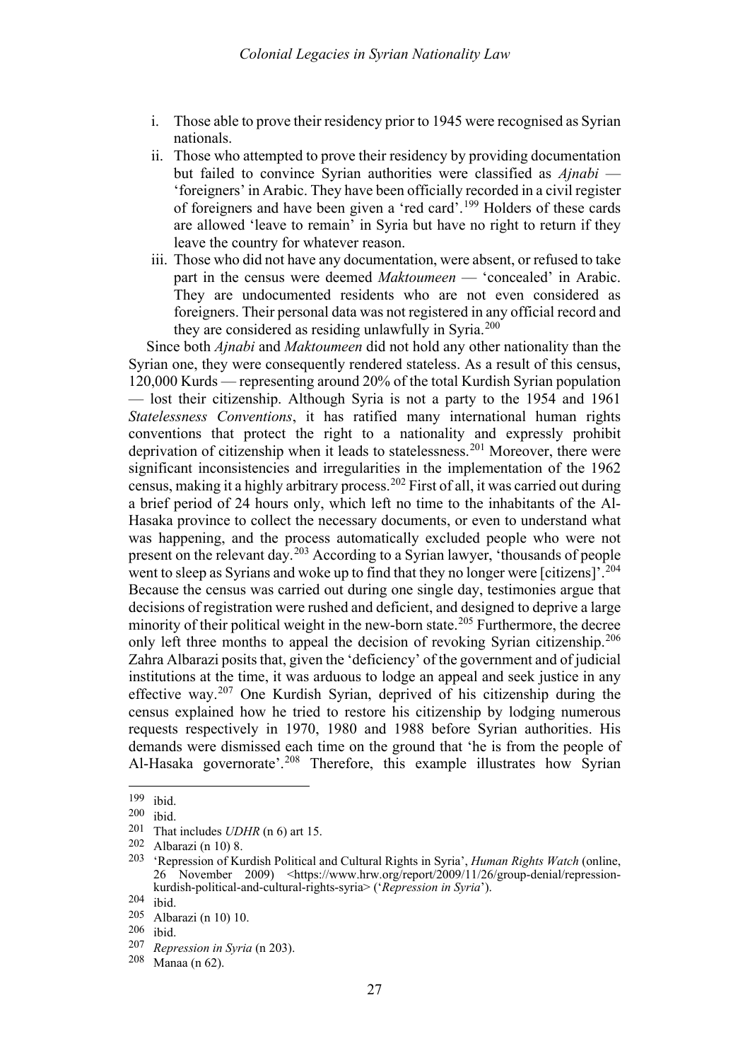i. Those able to prove their residency prior to 1945 were recognised as Syrian nationals.
ii. Those who attempted to prove their residency by providing documentation but failed to convince Syrian authorities were classified as *Ajnabi* — 'foreigners' in Arabic. They have been officially recorded in a civil register of foreigners and have been given a 'red card'.[199] Holders of these cards are allowed 'leave to remain' in Syria but have no right to return if they leave the country for whatever reason.
iii. Those who did not have any documentation, were absent, or refused to take part in the census were deemed *Maktoumeen* — 'concealed' in Arabic. They are undocumented residents who are not even considered as foreigners. Their personal data was not registered in any official record and they are considered as residing unlawfully in Syria.[200]

Since both *Ajnabi* and *Maktoumeen* did not hold any other nationality than the Syrian one, they were consequently rendered stateless. As a result of this census, 120,000 Kurds — representing around 20% of the total Kurdish Syrian population — lost their citizenship. Although Syria is not a party to the 1954 and 1961 *Statelessness Conventions*, it has ratified many international human rights conventions that protect the right to a nationality and expressly prohibit deprivation of citizenship when it leads to statelessness.[201] Moreover, there were significant inconsistencies and irregularities in the implementation of the 1962 census, making it a highly arbitrary process.[202] First of all, it was carried out during a brief period of 24 hours only, which left no time to the inhabitants of the Al-Hasaka province to collect the necessary documents, or even to understand what was happening, and the process automatically excluded people who were not present on the relevant day.[203] According to a Syrian lawyer, 'thousands of people went to sleep as Syrians and woke up to find that they no longer were [citizens]'.[204] Because the census was carried out during one single day, testimonies argue that decisions of registration were rushed and deficient, and designed to deprive a large minority of their political weight in the new-born state.[205] Furthermore, the decree only left three months to appeal the decision of revoking Syrian citizenship.[206] Zahra Albarazi posits that, given the 'deficiency' of the government and of judicial institutions at the time, it was arduous to lodge an appeal and seek justice in any effective way.[207] One Kurdish Syrian, deprived of his citizenship during the census explained how he tried to restore his citizenship by lodging numerous requests respectively in 1970, 1980 and 1988 before Syrian authorities. His demands were dismissed each time on the ground that 'he is from the people of Al-Hasaka governorate'.[208] Therefore, this example illustrates how Syrian

---

199 ibid.

200 ibid.

201 That includes *UDHR* (n 6) art 15.

202 Albarazi (n 10) 8.

203 'Repression of Kurdish Political and Cultural Rights in Syria', *Human Rights Watch* (online, 26 November 2009) <https://www.hrw.org/report/2009/11/26/group-denial/repression-kurdish-political-and-cultural-rights-syria> ('*Repression in Syria*').

204 ibid.

205 Albarazi (n 10) 10.

206 ibid.

207 *Repression in Syria* (n 203).

208 Manaa (n 62).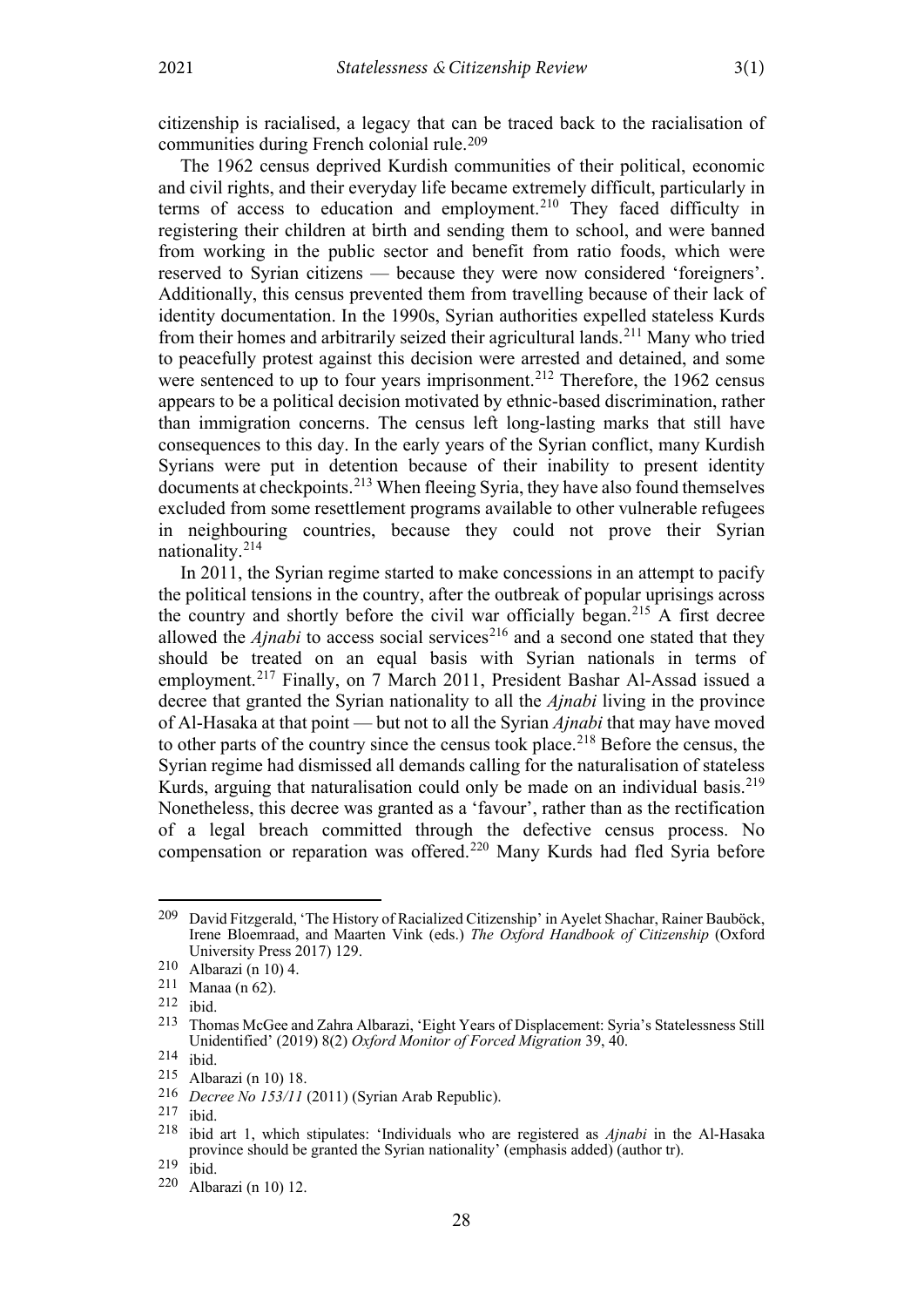citizenship is racialised, a legacy that can be traced back to the racialisation of communities during French colonial rule.[209]

The 1962 census deprived Kurdish communities of their political, economic and civil rights, and their everyday life became extremely difficult, particularly in terms of access to education and employment.[210] They faced difficulty in registering their children at birth and sending them to school, and were banned from working in the public sector and benefit from ratio foods, which were reserved to Syrian citizens — because they were now considered 'foreigners'. Additionally, this census prevented them from travelling because of their lack of identity documentation. In the 1990s, Syrian authorities expelled stateless Kurds from their homes and arbitrarily seized their agricultural lands.[211] Many who tried to peacefully protest against this decision were arrested and detained, and some were sentenced to up to four years imprisonment.[212] Therefore, the 1962 census appears to be a political decision motivated by ethnic-based discrimination, rather than immigration concerns. The census left long-lasting marks that still have consequences to this day. In the early years of the Syrian conflict, many Kurdish Syrians were put in detention because of their inability to present identity documents at checkpoints.[213] When fleeing Syria, they have also found themselves excluded from some resettlement programs available to other vulnerable refugees in neighbouring countries, because they could not prove their Syrian nationality.[214]

In 2011, the Syrian regime started to make concessions in an attempt to pacify the political tensions in the country, after the outbreak of popular uprisings across the country and shortly before the civil war officially began.[215] A first decree allowed the *Ajnabi* to access social services[216] and a second one stated that they should be treated on an equal basis with Syrian nationals in terms of employment.[217] Finally, on 7 March 2011, President Bashar Al-Assad issued a decree that granted the Syrian nationality to all the *Ajnabi* living in the province of Al-Hasaka at that point — but not to all the Syrian *Ajnabi* that may have moved to other parts of the country since the census took place.[218] Before the census, the Syrian regime had dismissed all demands calling for the naturalisation of stateless Kurds, arguing that naturalisation could only be made on an individual basis.[219] Nonetheless, this decree was granted as a 'favour', rather than as the rectification of a legal breach committed through the defective census process. No compensation or reparation was offered.[220] Many Kurds had fled Syria before

---

[209] David Fitzgerald, 'The History of Racialized Citizenship' in Ayelet Shachar, Rainer Bauböck, Irene Bloemraad, and Maarten Vink (eds.) *The Oxford Handbook of Citizenship* (Oxford University Press 2017) 129.

[210] Albarazi (n 10) 4.

[211] Manaa (n 62).

[212] ibid.

[213] Thomas McGee and Zahra Albarazi, 'Eight Years of Displacement: Syria's Statelessness Still Unidentified' (2019) 8(2) *Oxford Monitor of Forced Migration* 39, 40.

[214] ibid.

[215] Albarazi (n 10) 18.

[216] *Decree No 153/11* (2011) (Syrian Arab Republic).

[217] ibid.

[218] ibid art 1, which stipulates: 'Individuals who are registered as *Ajnabi* in the Al-Hasaka province should be granted the Syrian nationality' (emphasis added) (author tr).

[219] ibid.

[220] Albarazi (n 10) 12.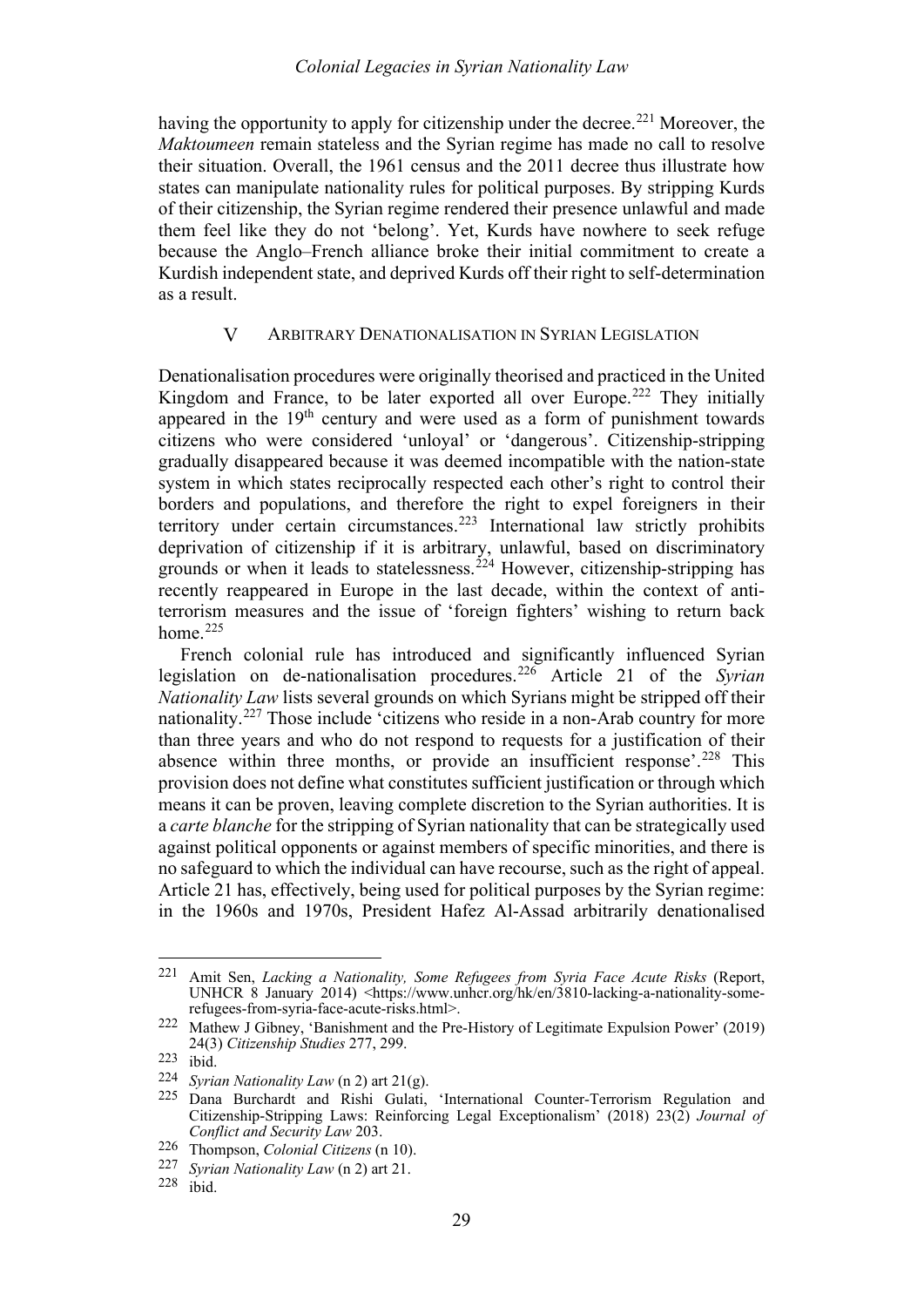having the opportunity to apply for citizenship under the decree.[221] Moreover, the *Maktoumeen* remain stateless and the Syrian regime has made no call to resolve their situation. Overall, the 1961 census and the 2011 decree thus illustrate how states can manipulate nationality rules for political purposes. By stripping Kurds of their citizenship, the Syrian regime rendered their presence unlawful and made them feel like they do not 'belong'. Yet, Kurds have nowhere to seek refuge because the Anglo–French alliance broke their initial commitment to create a Kurdish independent state, and deprived Kurds off their right to self-determination as a result.

## V ARBITRARY DENATIONALISATION IN SYRIAN LEGISLATION

Denationalisation procedures were originally theorised and practiced in the United Kingdom and France, to be later exported all over Europe.[222] They initially appeared in the 19th century and were used as a form of punishment towards citizens who were considered 'unloyal' or 'dangerous'. Citizenship-stripping gradually disappeared because it was deemed incompatible with the nation-state system in which states reciprocally respected each other's right to control their borders and populations, and therefore the right to expel foreigners in their territory under certain circumstances.[223] International law strictly prohibits deprivation of citizenship if it is arbitrary, unlawful, based on discriminatory grounds or when it leads to statelessness.[224] However, citizenship-stripping has recently reappeared in Europe in the last decade, within the context of anti-terrorism measures and the issue of 'foreign fighters' wishing to return back home.[225]

French colonial rule has introduced and significantly influenced Syrian legislation on de-nationalisation procedures.[226] Article 21 of the *Syrian Nationality Law* lists several grounds on which Syrians might be stripped off their nationality.[227] Those include 'citizens who reside in a non-Arab country for more than three years and who do not respond to requests for a justification of their absence within three months, or provide an insufficient response'.[228] This provision does not define what constitutes sufficient justification or through which means it can be proven, leaving complete discretion to the Syrian authorities. It is a *carte blanche* for the stripping of Syrian nationality that can be strategically used against political opponents or against members of specific minorities, and there is no safeguard to which the individual can have recourse, such as the right of appeal. Article 21 has, effectively, being used for political purposes by the Syrian regime: in the 1960s and 1970s, President Hafez Al-Assad arbitrarily denationalised

---

[221] Amit Sen, *Lacking a Nationality, Some Refugees from Syria Face Acute Risks* (Report, UNHCR 8 January 2014) <https://www.unhcr.org/hk/en/3810-lacking-a-nationality-some-refugees-from-syria-face-acute-risks.html>.

[222] Mathew J Gibney, 'Banishment and the Pre-History of Legitimate Expulsion Power' (2019) 24(3) *Citizenship Studies* 277, 299.

[223] ibid.

[224] *Syrian Nationality Law* (n 2) art 21(g).

[225] Dana Burchardt and Rishi Gulati, 'International Counter-Terrorism Regulation and Citizenship-Stripping Laws: Reinforcing Legal Exceptionalism' (2018) 23(2) *Journal of Conflict and Security Law* 203.

[226] Thompson, *Colonial Citizens* (n 10).

[227] *Syrian Nationality Law* (n 2) art 21.

[228] ibid.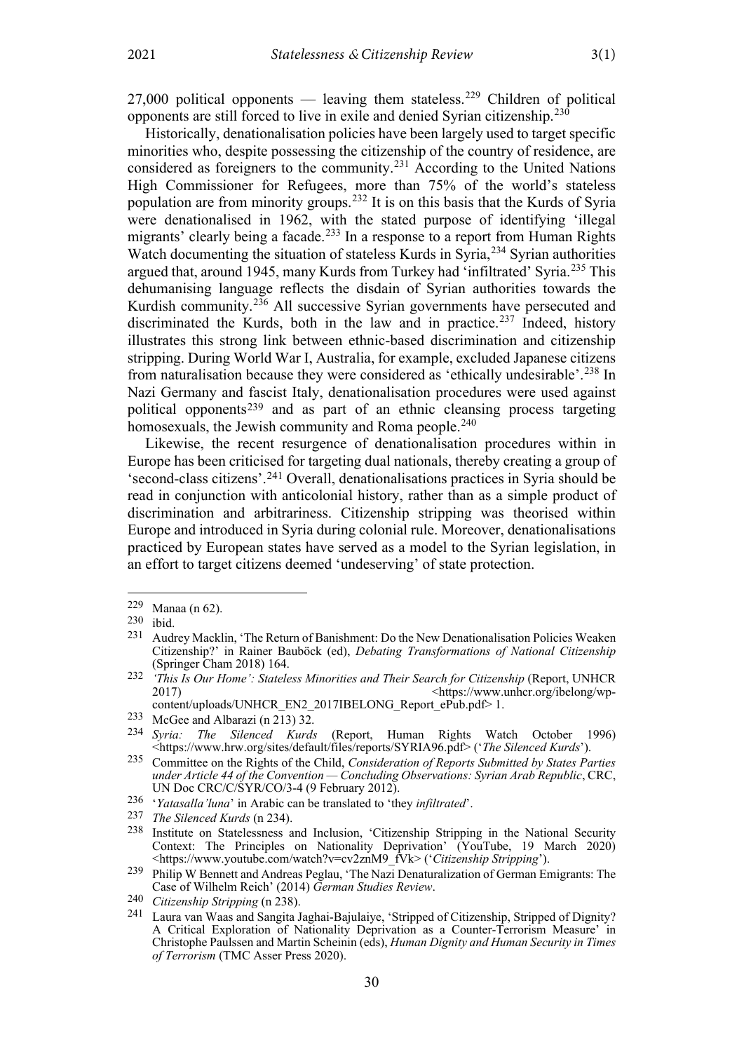27,000 political opponents — leaving them stateless.[229] Children of political opponents are still forced to live in exile and denied Syrian citizenship.[230]

Historically, denationalisation policies have been largely used to target specific minorities who, despite possessing the citizenship of the country of residence, are considered as foreigners to the community.[231] According to the United Nations High Commissioner for Refugees, more than 75% of the world's stateless population are from minority groups.[232] It is on this basis that the Kurds of Syria were denationalised in 1962, with the stated purpose of identifying 'illegal migrants' clearly being a facade.[233] In a response to a report from Human Rights Watch documenting the situation of stateless Kurds in Syria,[234] Syrian authorities argued that, around 1945, many Kurds from Turkey had 'infiltrated' Syria.[235] This dehumanising language reflects the disdain of Syrian authorities towards the Kurdish community.[236] All successive Syrian governments have persecuted and discriminated the Kurds, both in the law and in practice.[237] Indeed, history illustrates this strong link between ethnic-based discrimination and citizenship stripping. During World War I, Australia, for example, excluded Japanese citizens from naturalisation because they were considered as 'ethically undesirable'.[238] In Nazi Germany and fascist Italy, denationalisation procedures were used against political opponents[239] and as part of an ethnic cleansing process targeting homosexuals, the Jewish community and Roma people.[240]

Likewise, the recent resurgence of denationalisation procedures within in Europe has been criticised for targeting dual nationals, thereby creating a group of 'second-class citizens'.[241] Overall, denationalisations practices in Syria should be read in conjunction with anticolonial history, rather than as a simple product of discrimination and arbitrariness. Citizenship stripping was theorised within Europe and introduced in Syria during colonial rule. Moreover, denationalisations practiced by European states have served as a model to the Syrian legislation, in an effort to target citizens deemed 'undeserving' of state protection.

---

[229] Manaa (n 62).

[230] ibid.

[231] Audrey Macklin, 'The Return of Banishment: Do the New Denationalisation Policies Weaken Citizenship?' in Rainer Bauböck (ed), *Debating Transformations of National Citizenship* (Springer Cham 2018) 164.

[232] *'This Is Our Home': Stateless Minorities and Their Search for Citizenship* (Report, UNHCR 2017) <https://www.unhcr.org/ibelong/wp-content/uploads/UNHCR_EN2_2017IBELONG_Report_ePub.pdf> 1.

[233] McGee and Albarazi (n 213) 32.

[234] *Syria: The Silenced Kurds* (Report, Human Rights Watch October 1996) <https://www.hrw.org/sites/default/files/reports/SYRIA96.pdf> ('*The Silenced Kurds*').

[235] Committee on the Rights of the Child, *Consideration of Reports Submitted by States Parties under Article 44 of the Convention — Concluding Observations: Syrian Arab Republic*, CRC, UN Doc CRC/C/SYR/CO/3-4 (9 February 2012).

[236] '*Yatasalla'luna*' in Arabic can be translated to 'they *infiltrated*'.

[237] *The Silenced Kurds* (n 234).

[238] Institute on Statelessness and Inclusion, 'Citizenship Stripping in the National Security Context: The Principles on Nationality Deprivation' (YouTube, 19 March 2020) <https://www.youtube.com/watch?v=cv2znM9_fVk> ('*Citizenship Stripping*').

[239] Philip W Bennett and Andreas Peglau, 'The Nazi Denaturalization of German Emigrants: The Case of Wilhelm Reich' (2014) *German Studies Review*.

[240] *Citizenship Stripping* (n 238).

[241] Laura van Waas and Sangita Jaghai-Bajulaiye, 'Stripped of Citizenship, Stripped of Dignity? A Critical Exploration of Nationality Deprivation as a Counter-Terrorism Measure' in Christophe Paulssen and Martin Scheinin (eds), *Human Dignity and Human Security in Times of Terrorism* (TMC Asser Press 2020).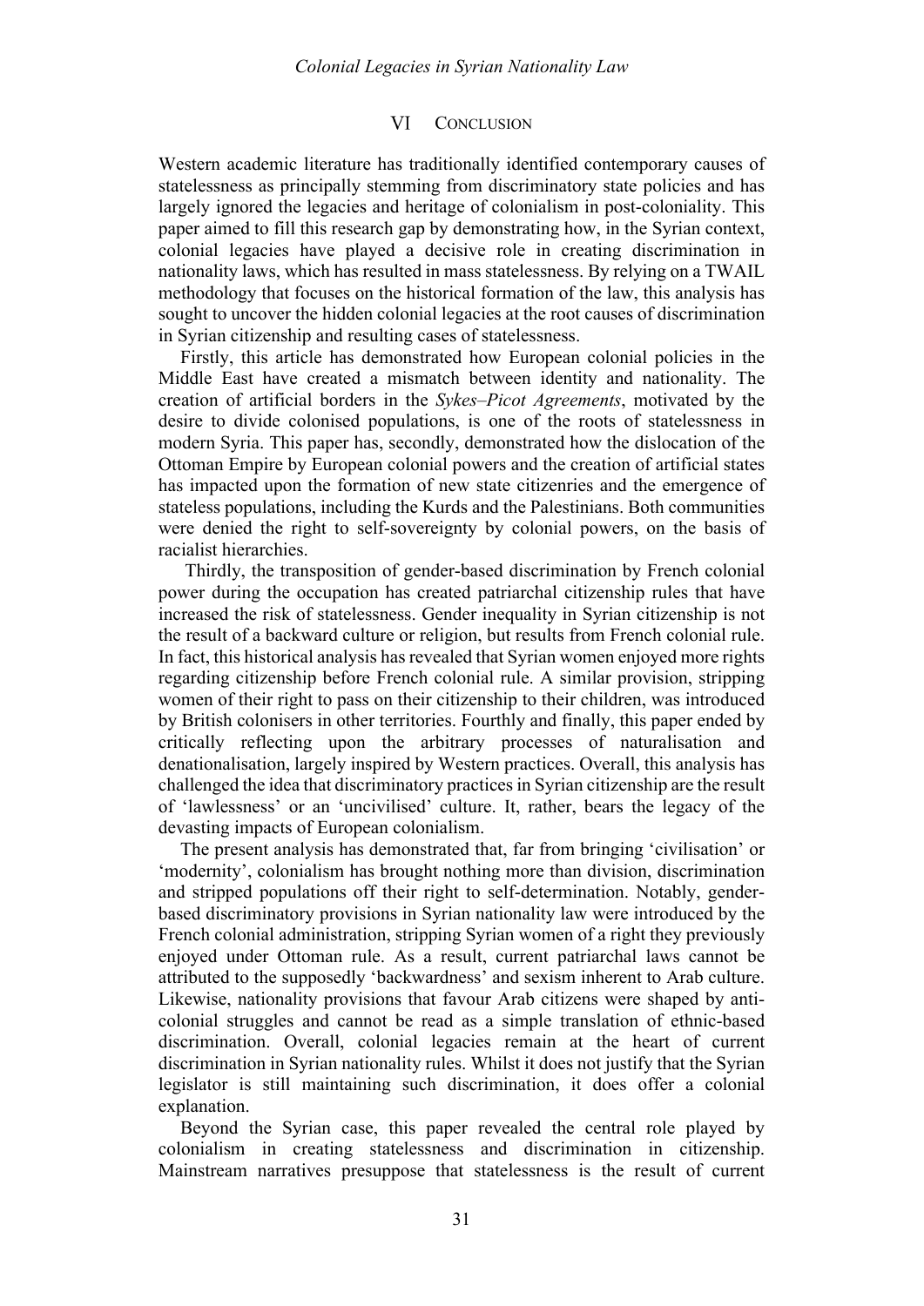## VI CONCLUSION

Western academic literature has traditionally identified contemporary causes of statelessness as principally stemming from discriminatory state policies and has largely ignored the legacies and heritage of colonialism in post-coloniality. This paper aimed to fill this research gap by demonstrating how, in the Syrian context, colonial legacies have played a decisive role in creating discrimination in nationality laws, which has resulted in mass statelessness. By relying on a TWAIL methodology that focuses on the historical formation of the law, this analysis has sought to uncover the hidden colonial legacies at the root causes of discrimination in Syrian citizenship and resulting cases of statelessness.

Firstly, this article has demonstrated how European colonial policies in the Middle East have created a mismatch between identity and nationality. The creation of artificial borders in the *Sykes–Picot Agreements*, motivated by the desire to divide colonised populations, is one of the roots of statelessness in modern Syria. This paper has, secondly, demonstrated how the dislocation of the Ottoman Empire by European colonial powers and the creation of artificial states has impacted upon the formation of new state citizenries and the emergence of stateless populations, including the Kurds and the Palestinians. Both communities were denied the right to self-sovereignty by colonial powers, on the basis of racialist hierarchies.

Thirdly, the transposition of gender-based discrimination by French colonial power during the occupation has created patriarchal citizenship rules that have increased the risk of statelessness. Gender inequality in Syrian citizenship is not the result of a backward culture or religion, but results from French colonial rule. In fact, this historical analysis has revealed that Syrian women enjoyed more rights regarding citizenship before French colonial rule. A similar provision, stripping women of their right to pass on their citizenship to their children, was introduced by British colonisers in other territories. Fourthly and finally, this paper ended by critically reflecting upon the arbitrary processes of naturalisation and denationalisation, largely inspired by Western practices. Overall, this analysis has challenged the idea that discriminatory practices in Syrian citizenship are the result of 'lawlessness' or an 'uncivilised' culture. It, rather, bears the legacy of the devasting impacts of European colonialism.

The present analysis has demonstrated that, far from bringing 'civilisation' or 'modernity', colonialism has brought nothing more than division, discrimination and stripped populations off their right to self-determination. Notably, gender-based discriminatory provisions in Syrian nationality law were introduced by the French colonial administration, stripping Syrian women of a right they previously enjoyed under Ottoman rule. As a result, current patriarchal laws cannot be attributed to the supposedly 'backwardness' and sexism inherent to Arab culture. Likewise, nationality provisions that favour Arab citizens were shaped by anti-colonial struggles and cannot be read as a simple translation of ethnic-based discrimination. Overall, colonial legacies remain at the heart of current discrimination in Syrian nationality rules. Whilst it does not justify that the Syrian legislator is still maintaining such discrimination, it does offer a colonial explanation.

Beyond the Syrian case, this paper revealed the central role played by colonialism in creating statelessness and discrimination in citizenship. Mainstream narratives presuppose that statelessness is the result of current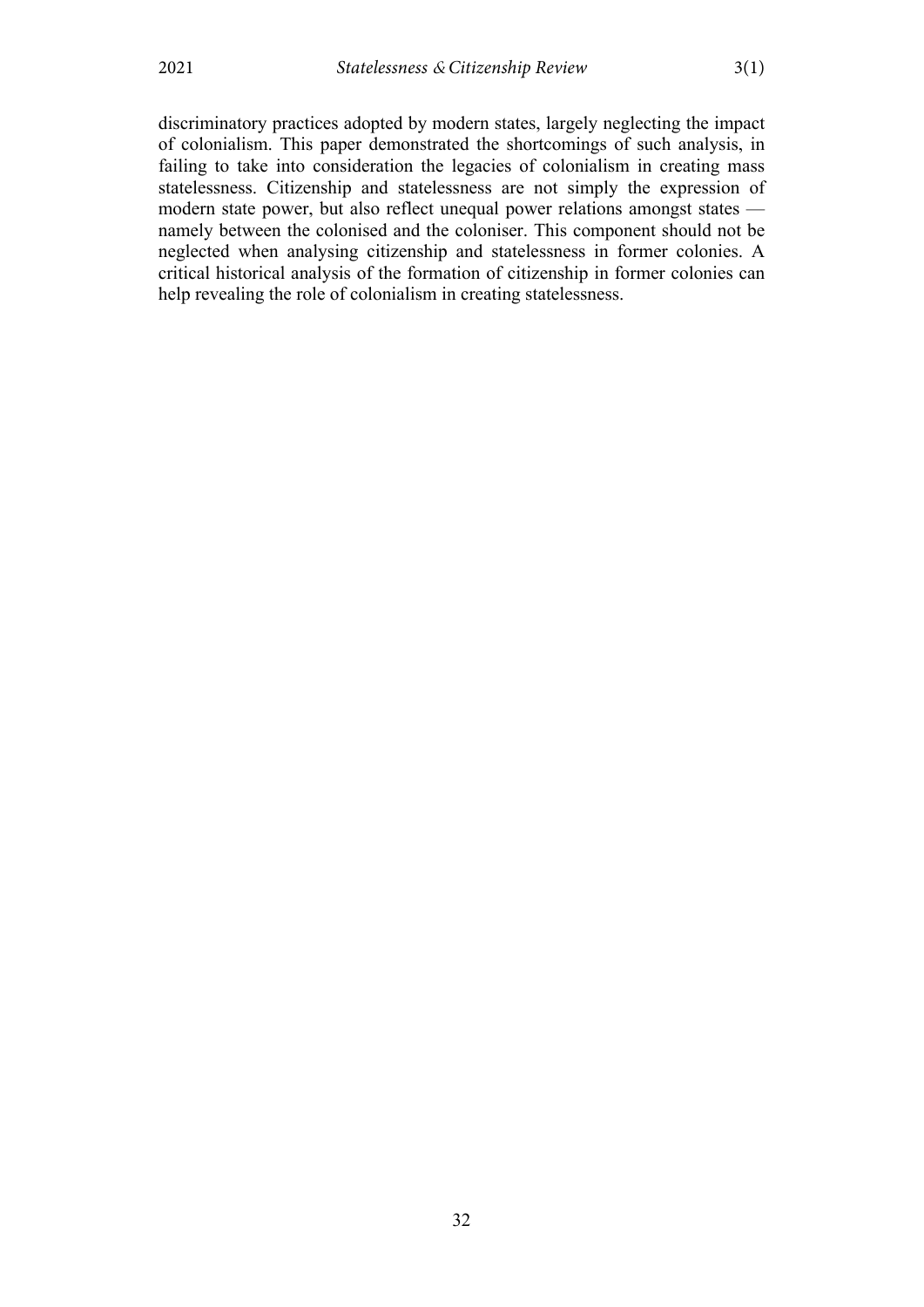discriminatory practices adopted by modern states, largely neglecting the impact of colonialism. This paper demonstrated the shortcomings of such analysis, in failing to take into consideration the legacies of colonialism in creating mass statelessness. Citizenship and statelessness are not simply the expression of modern state power, but also reflect unequal power relations amongst states — namely between the colonised and the coloniser. This component should not be neglected when analysing citizenship and statelessness in former colonies. A critical historical analysis of the formation of citizenship in former colonies can help revealing the role of colonialism in creating statelessness.